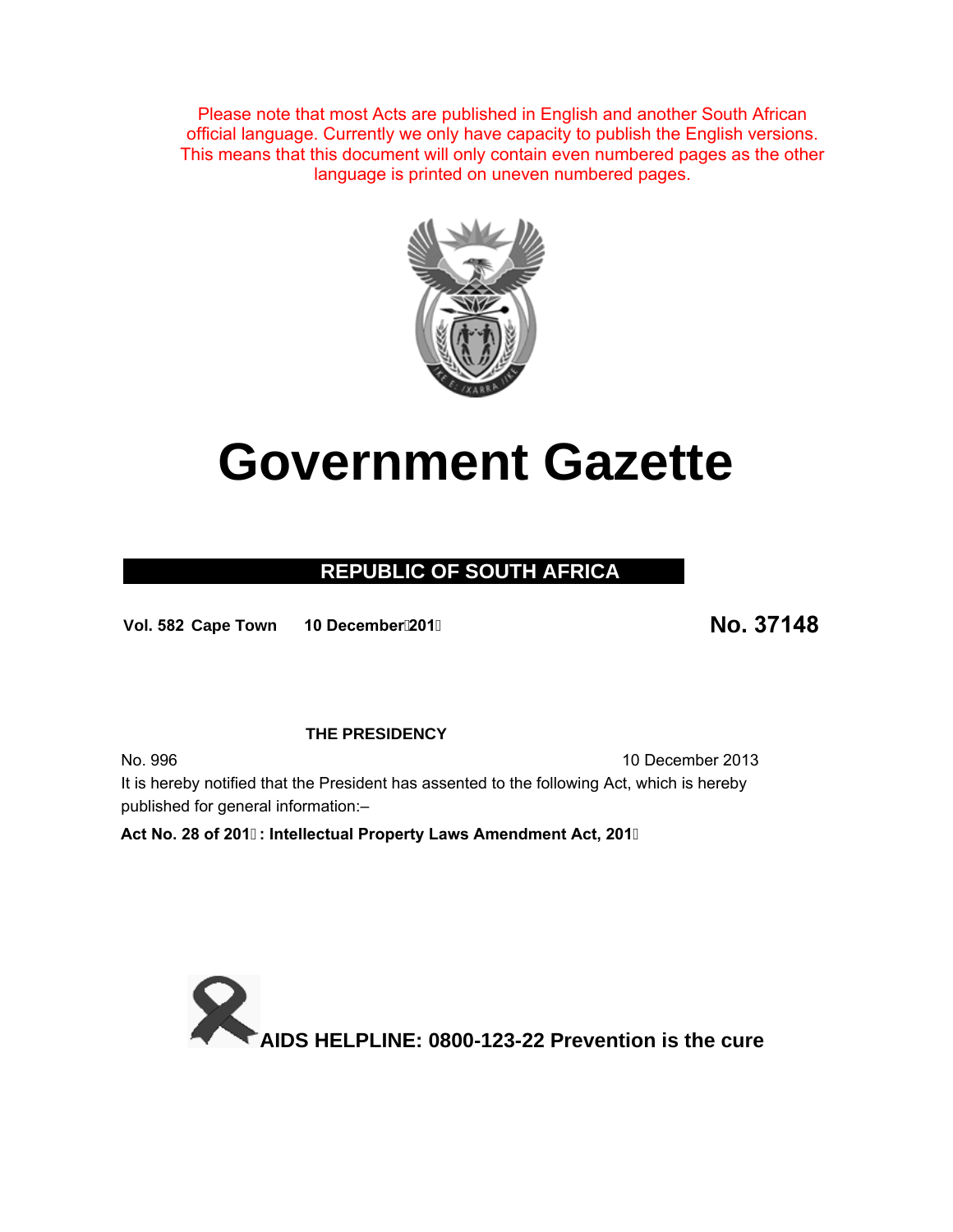Please note that most Acts are published in English and another South African official language. Currently we only have capacity to publish the English versions. This means that this document will only contain even numbered pages as the other language is printed on uneven numbered pages.

# Government Gazette

## REPUBLIC OF SOUTH AFRICA

**Vol. 582 Cape Town 10 December 2013**

**No. 37148**

**THE PRESIDENCY**

No. 996 10 December 2013

It is hereby notified that the President has assented to the following Act, which is hereby published for general information:–

**Act No. 28 of 2013: Intellectual Property Laws Amendment Act, 2013**

**AIDS HELPLINE: 0800-123-22 Prevention is the cure**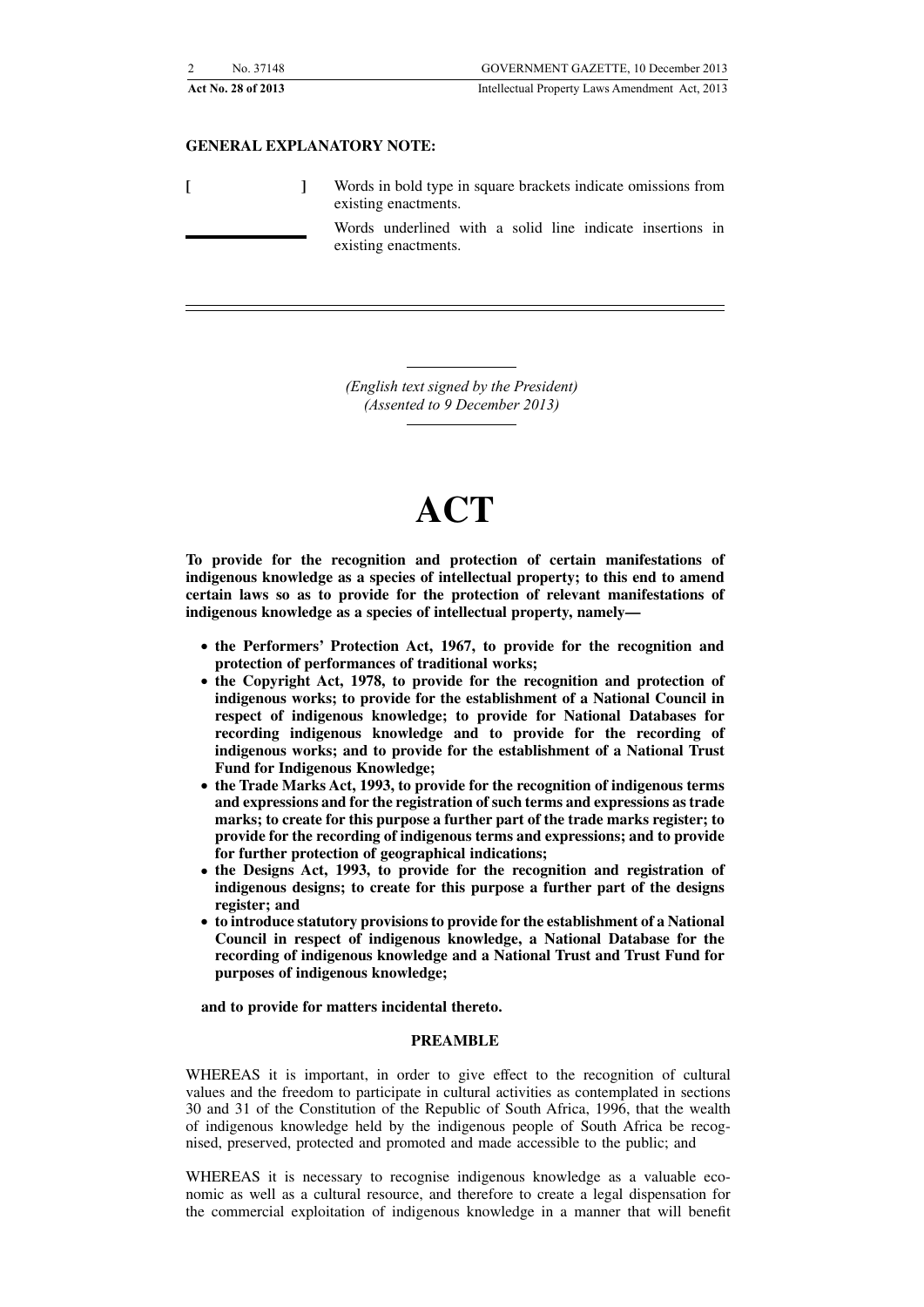**GENERAL EXPLANATORY NOTE:**

[ ] Words in bold type in square brackets indicate omissions from existing enactments.

\_\_\_\_\_\_\_\_ Words underlined with a solid line indicate insertions in existing enactments.

---

*(English text signed by the President)*
*(Assented to 9 December 2013)*

# ACT

**To provide for the recognition and protection of certain manifestations of indigenous knowledge as a species of intellectual property; to this end to amend certain laws so as to provide for the protection of relevant manifestations of indigenous knowledge as a species of intellectual property, namely—**

- **the Performers' Protection Act, 1967, to provide for the recognition and protection of performances of traditional works;**
- **the Copyright Act, 1978, to provide for the recognition and protection of indigenous works; to provide for the establishment of a National Council in respect of indigenous knowledge; to provide for National Databases for recording indigenous knowledge and to provide for the recording of indigenous works; and to provide for the establishment of a National Trust Fund for Indigenous Knowledge;**
- **the Trade Marks Act, 1993, to provide for the recognition of indigenous terms and expressions and for the registration of such terms and expressions as trade marks; to create for this purpose a further part of the trade marks register; to provide for the recording of indigenous terms and expressions; and to provide for further protection of geographical indications;**
- **the Designs Act, 1993, to provide for the recognition and registration of indigenous designs; to create for this purpose a further part of the designs register; and**
- **to introduce statutory provisions to provide for the establishment of a National Council in respect of indigenous knowledge, a National Database for the recording of indigenous knowledge and a National Trust and Trust Fund for purposes of indigenous knowledge;**

**and to provide for matters incidental thereto.**

## PREAMBLE

WHEREAS it is important, in order to give effect to the recognition of cultural values and the freedom to participate in cultural activities as contemplated in sections 30 and 31 of the Constitution of the Republic of South Africa, 1996, that the wealth of indigenous knowledge held by the indigenous people of South Africa be recognised, preserved, protected and promoted and made accessible to the public; and

WHEREAS it is necessary to recognise indigenous knowledge as a valuable economic as well as a cultural resource, and therefore to create a legal dispensation for the commercial exploitation of indigenous knowledge in a manner that will benefit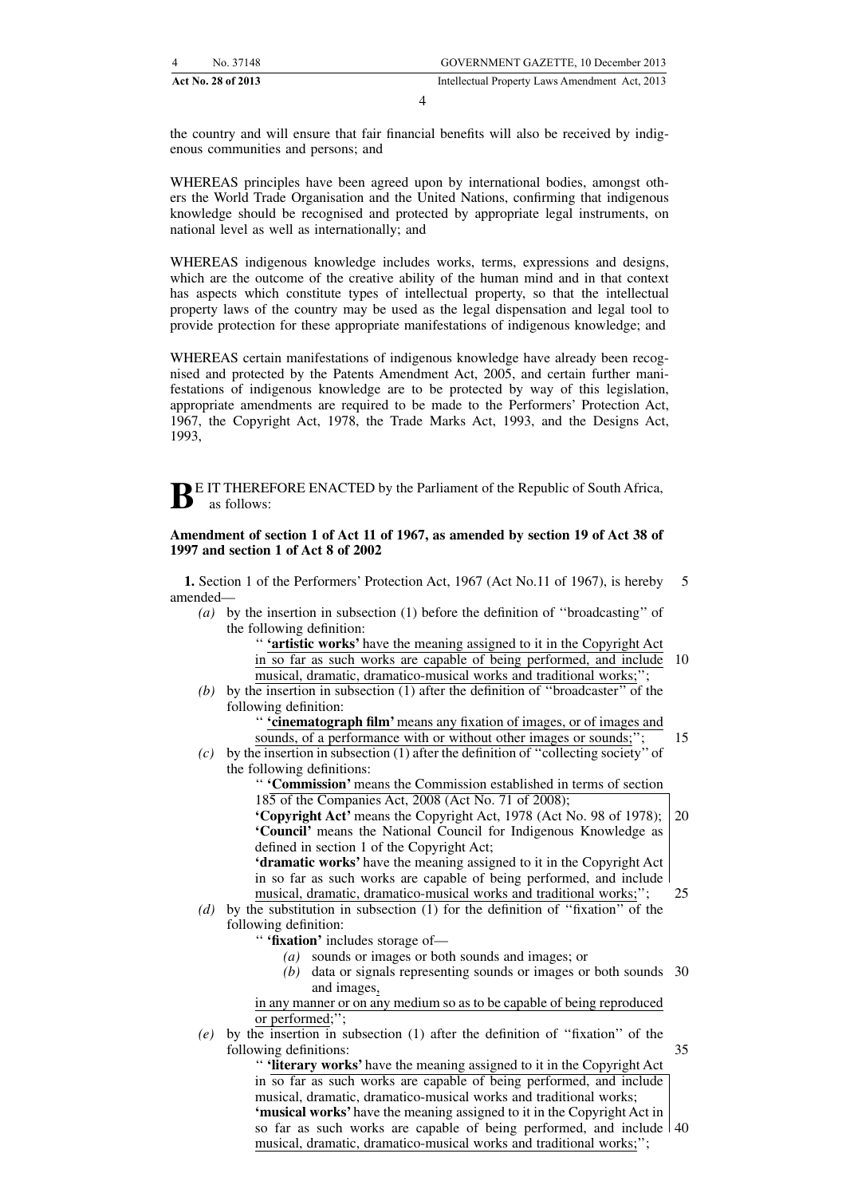the country and will ensure that fair financial benefits will also be received by indigenous communities and persons; and

WHEREAS principles have been agreed upon by international bodies, amongst others the World Trade Organisation and the United Nations, confirming that indigenous knowledge should be recognised and protected by appropriate legal instruments, on national level as well as internationally; and

WHEREAS indigenous knowledge includes works, terms, expressions and designs, which are the outcome of the creative ability of the human mind and in that context has aspects which constitute types of intellectual property, so that the intellectual property laws of the country may be used as the legal dispensation and legal tool to provide protection for these appropriate manifestations of indigenous knowledge; and

WHEREAS certain manifestations of indigenous knowledge have already been recognised and protected by the Patents Amendment Act, 2005, and certain further manifestations of indigenous knowledge are to be protected by way of this legislation, appropriate amendments are required to be made to the Performers' Protection Act, 1967, the Copyright Act, 1978, the Trade Marks Act, 1993, and the Designs Act, 1993,

BE IT THEREFORE ENACTED by the Parliament of the Republic of South Africa, as follows:

**Amendment of section 1 of Act 11 of 1967, as amended by section 19 of Act 38 of 1997 and section 1 of Act 8 of 2002**

**1.** Section 1 of the Performers' Protection Act, 1967 (Act No.11 of 1967), is hereby amended—

*(a)* by the insertion in subsection (1) before the definition of ''broadcasting'' of the following definition:

'' **'artistic works'** have the meaning assigned to it in the Copyright Act in so far as such works are capable of being performed, and include musical, dramatic, dramatico-musical works and traditional works;'';

*(b)* by the insertion in subsection (1) after the definition of ''broadcaster'' of the following definition:

'' **'cinematograph film'** means any fixation of images, or of images and sounds, of a performance with or without other images or sounds;'';

*(c)* by the insertion in subsection (1) after the definition of ''collecting society'' of the following definitions:

'' **'Commission'** means the Commission established in terms of section 185 of the Companies Act, 2008 (Act No. 71 of 2008);

**'Copyright Act'** means the Copyright Act, 1978 (Act No. 98 of 1978);

**'Council'** means the National Council for Indigenous Knowledge as defined in section 1 of the Copyright Act;

**'dramatic works'** have the meaning assigned to it in the Copyright Act in so far as such works are capable of being performed, and include musical, dramatic, dramatico-musical works and traditional works;'';

*(d)* by the substitution in subsection (1) for the definition of ''fixation'' of the following definition:

'' **'fixation'** includes storage of—

*(a)* sounds or images or both sounds and images; or

*(b)* data or signals representing sounds or images or both sounds and images,

in any manner or on any medium so as to be capable of being reproduced or performed;'';

*(e)* by the insertion in subsection (1) after the definition of ''fixation'' of the following definitions:

'' **'literary works'** have the meaning assigned to it in the Copyright Act in so far as such works are capable of being performed, and include musical, dramatic, dramatico-musical works and traditional works;

**'musical works'** have the meaning assigned to it in the Copyright Act in so far as such works are capable of being performed, and include musical, dramatic, dramatico-musical works and traditional works;'';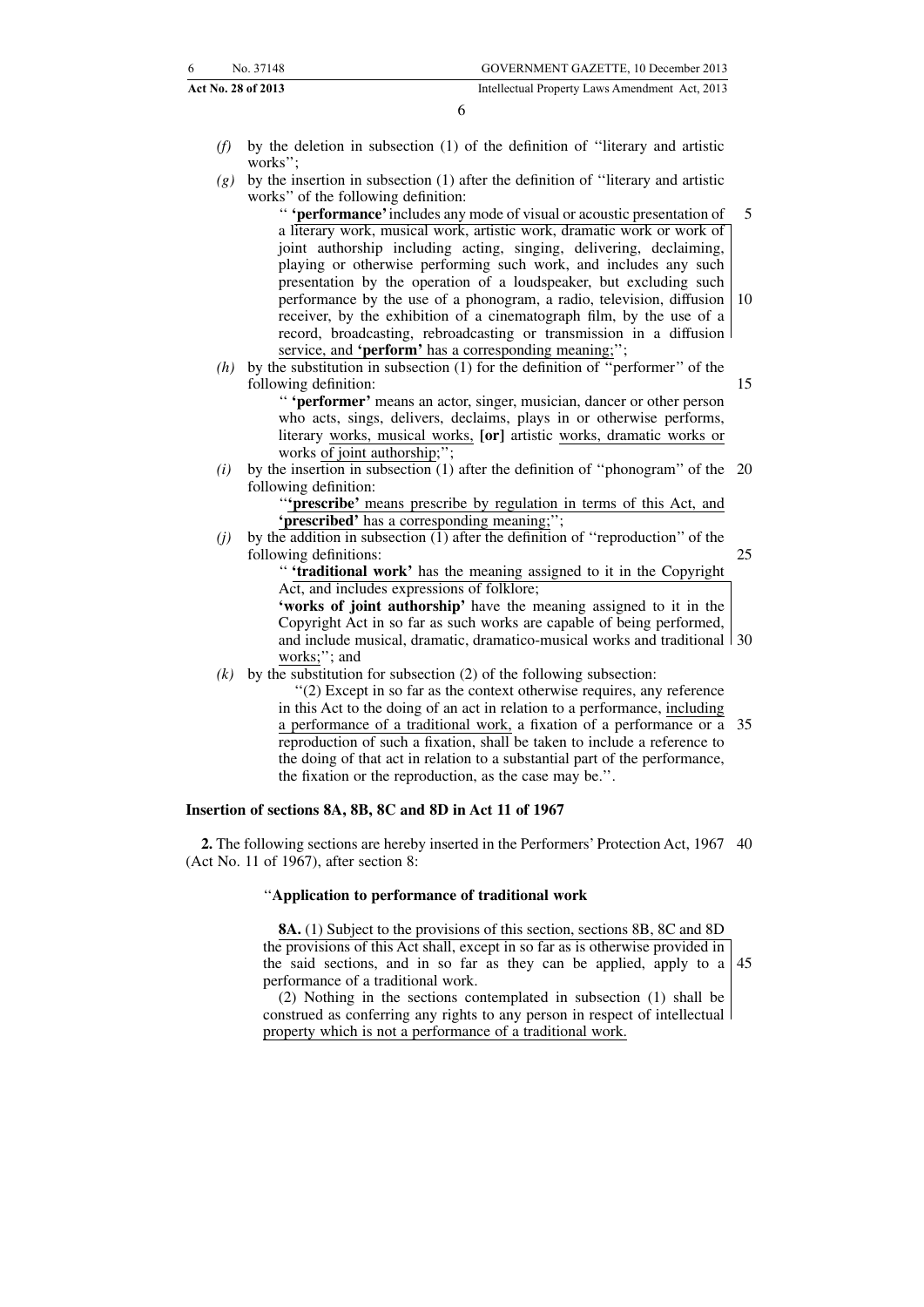*(f)* by the deletion in subsection (1) of the definition of ''literary and artistic works'';

*(g)* by the insertion in subsection (1) after the definition of ''literary and artistic works'' of the following definition:

'' **'performance'** includes any mode of visual or acoustic presentation of a literary work, musical work, artistic work, dramatic work or work of joint authorship including acting, singing, delivering, declaiming, playing or otherwise performing such work, and includes any such presentation by the operation of a loudspeaker, but excluding such performance by the use of a phonogram, a radio, television, diffusion receiver, by the exhibition of a cinematograph film, by the use of a record, broadcasting, rebroadcasting or transmission in a diffusion service, and **'perform'** has a corresponding meaning;'';

*(h)* by the substitution in subsection (1) for the definition of ''performer'' of the following definition:

'' **'performer'** means an actor, singer, musician, dancer or other person who acts, sings, delivers, declaims, plays in or otherwise performs, literary works, musical works, **[or]** artistic works, dramatic works or works of joint authorship;'';

*(i)* by the insertion in subsection (1) after the definition of ''phonogram'' of the following definition:

''**'prescribe'** means prescribe by regulation in terms of this Act, and **'prescribed'** has a corresponding meaning;'';

*(j)* by the addition in subsection (1) after the definition of ''reproduction'' of the following definitions:

'' **'traditional work'** has the meaning assigned to it in the Copyright Act, and includes expressions of folklore;

**'works of joint authorship'** have the meaning assigned to it in the Copyright Act in so far as such works are capable of being performed, and include musical, dramatic, dramatico-musical works and traditional works;''; and

*(k)* by the substitution for subsection (2) of the following subsection:

''(2) Except in so far as the context otherwise requires, any reference in this Act to the doing of an act in relation to a performance, including a performance of a traditional work, a fixation of a performance or a reproduction of such a fixation, shall be taken to include a reference to the doing of that act in relation to a substantial part of the performance, the fixation or the reproduction, as the case may be.''.

**Insertion of sections 8A, 8B, 8C and 8D in Act 11 of 1967**

**2.** The following sections are hereby inserted in the Performers' Protection Act, 1967 (Act No. 11 of 1967), after section 8:

''**Application to performance of traditional work**

**8A.** (1) Subject to the provisions of this section, sections 8B, 8C and 8D the provisions of this Act shall, except in so far as is otherwise provided in the said sections, and in so far as they can be applied, apply to a performance of a traditional work.

(2) Nothing in the sections contemplated in subsection (1) shall be construed as conferring any rights to any person in respect of intellectual property which is not a performance of a traditional work.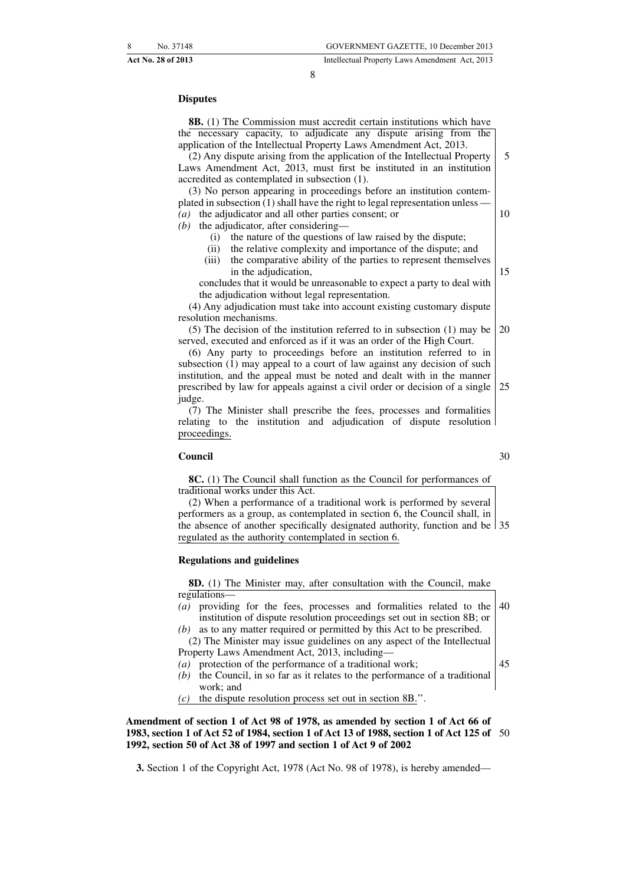**Disputes**

**8B.** (1) The Commission must accredit certain institutions which have the necessary capacity, to adjudicate any dispute arising from the application of the Intellectual Property Laws Amendment Act, 2013.

(2) Any dispute arising from the application of the Intellectual Property Laws Amendment Act, 2013, must first be instituted in an institution accredited as contemplated in subsection (1).

(3) No person appearing in proceedings before an institution contemplated in subsection (1) shall have the right to legal representation unless —

*(a)* the adjudicator and all other parties consent; or

*(b)* the adjudicator, after considering—

(i) the nature of the questions of law raised by the dispute;

(ii) the relative complexity and importance of the dispute; and

(iii) the comparative ability of the parties to represent themselves in the adjudication,

concludes that it would be unreasonable to expect a party to deal with the adjudication without legal representation.

(4) Any adjudication must take into account existing customary dispute resolution mechanisms.

(5) The decision of the institution referred to in subsection (1) may be served, executed and enforced as if it was an order of the High Court.

(6) Any party to proceedings before an institution referred to in subsection (1) may appeal to a court of law against any decision of such institution, and the appeal must be noted and dealt with in the manner prescribed by law for appeals against a civil order or decision of a single judge.

(7) The Minister shall prescribe the fees, processes and formalities relating to the institution and adjudication of dispute resolution proceedings.

**Council**

**8C.** (1) The Council shall function as the Council for performances of traditional works under this Act.

(2) When a performance of a traditional work is performed by several performers as a group, as contemplated in section 6, the Council shall, in the absence of another specifically designated authority, function and be regulated as the authority contemplated in section 6.

**Regulations and guidelines**

**8D.** (1) The Minister may, after consultation with the Council, make regulations—

*(a)* providing for the fees, processes and formalities related to the institution of dispute resolution proceedings set out in section 8B; or

*(b)* as to any matter required or permitted by this Act to be prescribed.

(2) The Minister may issue guidelines on any aspect of the Intellectual Property Laws Amendment Act, 2013, including—

*(a)* protection of the performance of a traditional work;

*(b)* the Council, in so far as it relates to the performance of a traditional work; and

*(c)* the dispute resolution process set out in section 8B.''.

**Amendment of section 1 of Act 98 of 1978, as amended by section 1 of Act 66 of 1983, section 1 of Act 52 of 1984, section 1 of Act 13 of 1988, section 1 of Act 125 of 1992, section 50 of Act 38 of 1997 and section 1 of Act 9 of 2002**

**3.** Section 1 of the Copyright Act, 1978 (Act No. 98 of 1978), is hereby amended—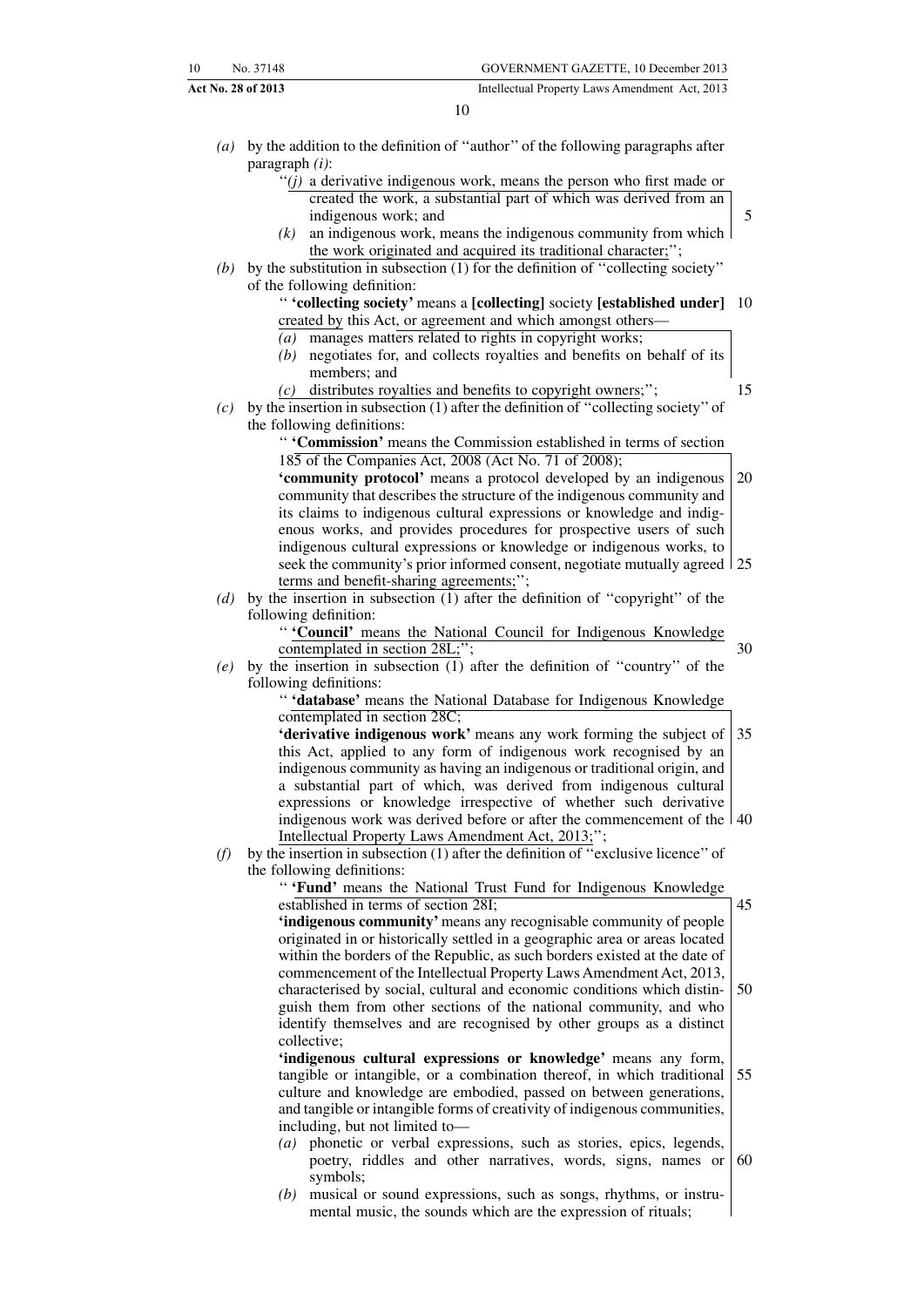*(a)* by the addition to the definition of ''author'' of the following paragraphs after paragraph *(i)*:

''*(j)* a derivative indigenous work, means the person who first made or created the work, a substantial part of which was derived from an indigenous work; and

*(k)* an indigenous work, means the indigenous community from which the work originated and acquired its traditional character;'';

*(b)* by the substitution in subsection (1) for the definition of ''collecting society'' of the following definition:

'' **'collecting society'** means a **[collecting]** society **[established under]** created by this Act, or agreement and which amongst others—

*(a)* manages matters related to rights in copyright works;

*(b)* negotiates for, and collects royalties and benefits on behalf of its members; and

*(c)* distributes royalties and benefits to copyright owners;'';

*(c)* by the insertion in subsection (1) after the definition of ''collecting society'' of the following definitions:

'' **'Commission'** means the Commission established in terms of section 185 of the Companies Act, 2008 (Act No. 71 of 2008);

**'community protocol'** means a protocol developed by an indigenous community that describes the structure of the indigenous community and its claims to indigenous cultural expressions or knowledge and indigenous works, and provides procedures for prospective users of such indigenous cultural expressions or knowledge or indigenous works, to seek the community's prior informed consent, negotiate mutually agreed terms and benefit-sharing agreements;'';

*(d)* by the insertion in subsection (1) after the definition of ''copyright'' of the following definition:

'' **'Council'** means the National Council for Indigenous Knowledge contemplated in section 28L;'';

*(e)* by the insertion in subsection (1) after the definition of ''country'' of the following definitions:

'' **'database'** means the National Database for Indigenous Knowledge contemplated in section 28C;

**'derivative indigenous work'** means any work forming the subject of this Act, applied to any form of indigenous work recognised by an indigenous community as having an indigenous or traditional origin, and a substantial part of which, was derived from indigenous cultural expressions or knowledge irrespective of whether such derivative indigenous work was derived before or after the commencement of the Intellectual Property Laws Amendment Act, 2013;'';

*(f)* by the insertion in subsection (1) after the definition of ''exclusive licence'' of the following definitions:

'' **'Fund'** means the National Trust Fund for Indigenous Knowledge established in terms of section 28I;

**'indigenous community'** means any recognisable community of people originated in or historically settled in a geographic area or areas located within the borders of the Republic, as such borders existed at the date of commencement of the Intellectual Property Laws Amendment Act, 2013, characterised by social, cultural and economic conditions which distinguish them from other sections of the national community, and who identify themselves and are recognised by other groups as a distinct collective;

**'indigenous cultural expressions or knowledge'** means any form, tangible or intangible, or a combination thereof, in which traditional culture and knowledge are embodied, passed on between generations, and tangible or intangible forms of creativity of indigenous communities, including, but not limited to—

*(a)* phonetic or verbal expressions, such as stories, epics, legends, poetry, riddles and other narratives, words, signs, names or symbols;

*(b)* musical or sound expressions, such as songs, rhythms, or instrumental music, the sounds which are the expression of rituals;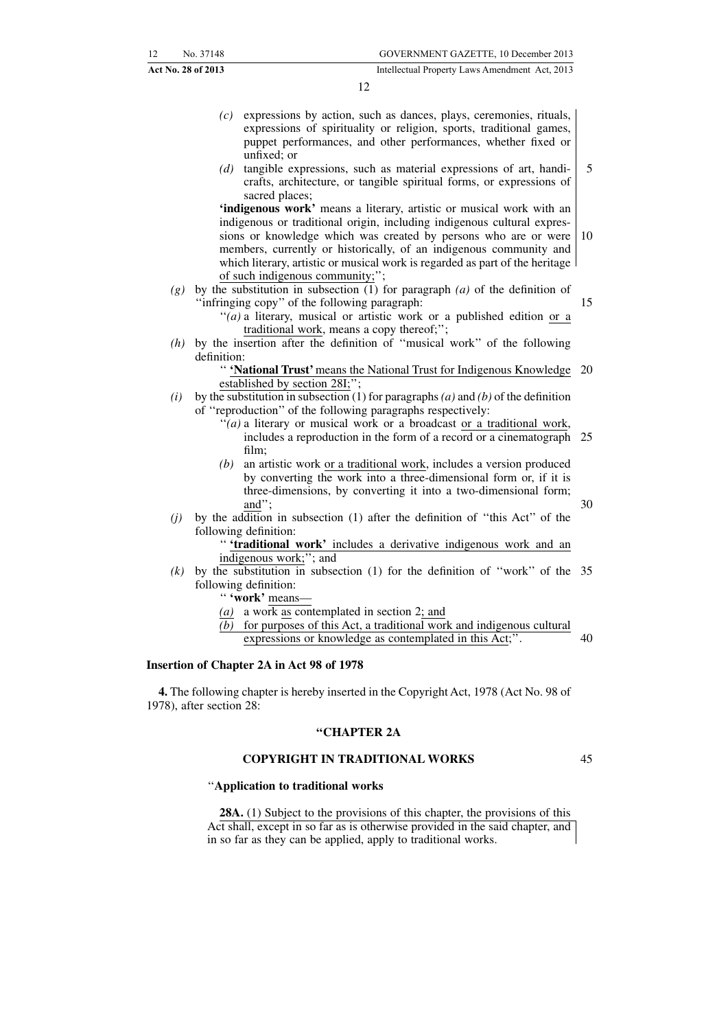(c) expressions by action, such as dances, plays, ceremonies, rituals, expressions of spirituality or religion, sports, traditional games, puppet performances, and other performances, whether fixed or unfixed; or

(d) tangible expressions, such as material expressions of art, handicrafts, architecture, or tangible spiritual forms, or expressions of sacred places;

**'indigenous work'** means a literary, artistic or musical work with an indigenous or traditional origin, including indigenous cultural expressions or knowledge which was created by persons who are or were members, currently or historically, of an indigenous community and which literary, artistic or musical work is regarded as part of the heritage of such indigenous community;'';

(g) by the substitution in subsection (1) for paragraph (a) of the definition of ''infringing copy'' of the following paragraph:

''(a) a literary, musical or artistic work or a published edition or a traditional work, means a copy thereof;'';

(h) by the insertion after the definition of ''musical work'' of the following definition:

'' **'National Trust'** means the National Trust for Indigenous Knowledge established by section 28I;'';

(i) by the substitution in subsection (1) for paragraphs (a) and (b) of the definition of ''reproduction'' of the following paragraphs respectively:

''(a) a literary or musical work or a broadcast or a traditional work, includes a reproduction in the form of a record or a cinematograph film;

(b) an artistic work or a traditional work, includes a version produced by converting the work into a three-dimensional form or, if it is three-dimensions, by converting it into a two-dimensional form; and'';

(j) by the addition in subsection (1) after the definition of ''this Act'' of the following definition:

'' **'traditional work'** includes a derivative indigenous work and an indigenous work;''; and

(k) by the substitution in subsection (1) for the definition of ''work'' of the following definition:

'' **'work'** means—

(a) a work as contemplated in section 2; and

(b) for purposes of this Act, a traditional work and indigenous cultural expressions or knowledge as contemplated in this Act;''.

**Insertion of Chapter 2A in Act 98 of 1978**

**4.** The following chapter is hereby inserted in the Copyright Act, 1978 (Act No. 98 of 1978), after section 28:

## ''CHAPTER 2A

## COPYRIGHT IN TRADITIONAL WORKS

''**Application to traditional works**

**28A.** (1) Subject to the provisions of this chapter, the provisions of this Act shall, except in so far as is otherwise provided in the said chapter, and in so far as they can be applied, apply to traditional works.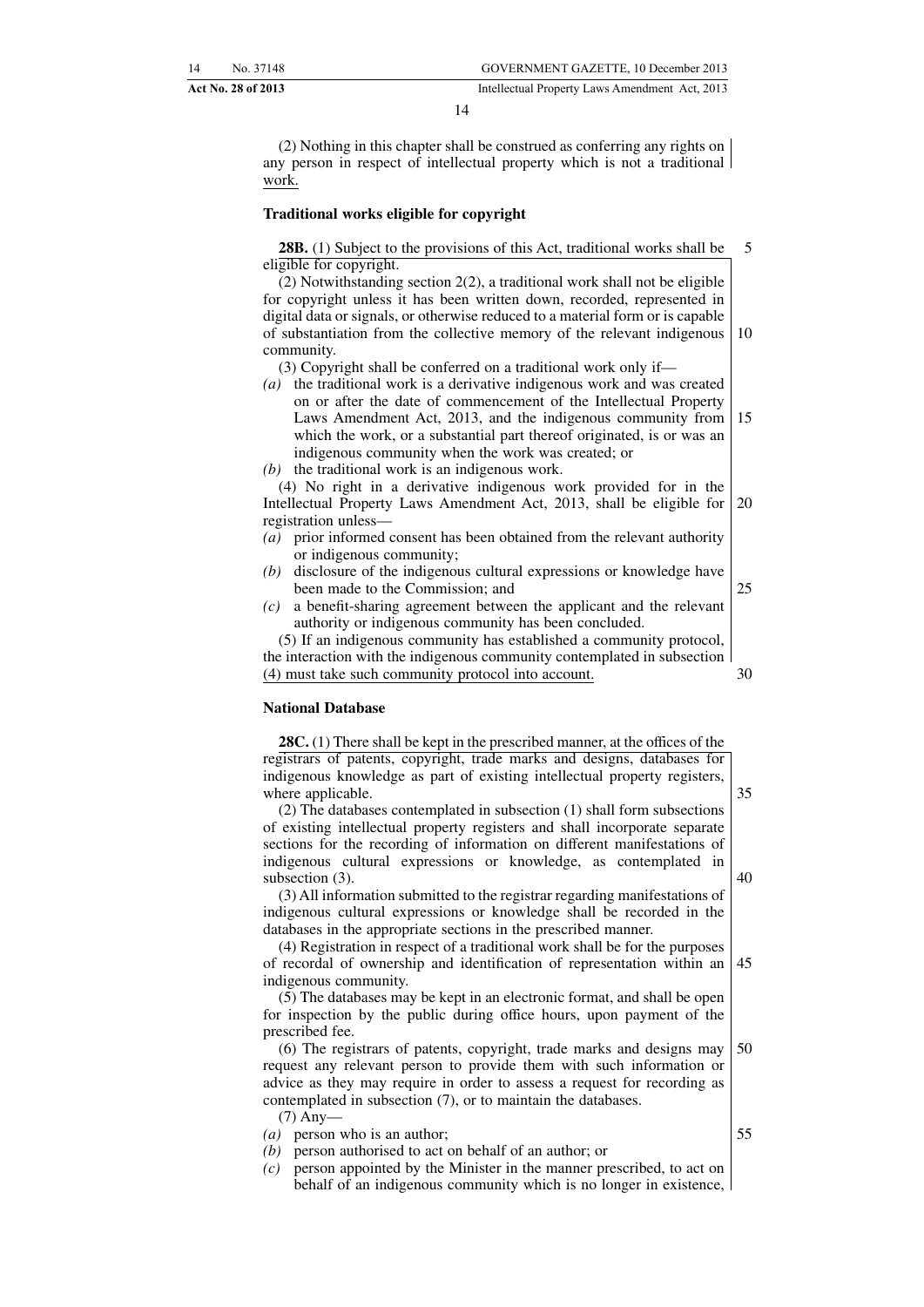(2) Nothing in this chapter shall be construed as conferring any rights on any person in respect of intellectual property which is not a traditional work.

**Traditional works eligible for copyright**

**28B.** (1) Subject to the provisions of this Act, traditional works shall be eligible for copyright.

(2) Notwithstanding section 2(2), a traditional work shall not be eligible for copyright unless it has been written down, recorded, represented in digital data or signals, or otherwise reduced to a material form or is capable of substantiation from the collective memory of the relevant indigenous community.

(3) Copyright shall be conferred on a traditional work only if—

*(a)* the traditional work is a derivative indigenous work and was created on or after the date of commencement of the Intellectual Property Laws Amendment Act, 2013, and the indigenous community from which the work, or a substantial part thereof originated, is or was an indigenous community when the work was created; or

*(b)* the traditional work is an indigenous work.

(4) No right in a derivative indigenous work provided for in the Intellectual Property Laws Amendment Act, 2013, shall be eligible for registration unless—

*(a)* prior informed consent has been obtained from the relevant authority or indigenous community;

*(b)* disclosure of the indigenous cultural expressions or knowledge have been made to the Commission; and

*(c)* a benefit-sharing agreement between the applicant and the relevant authority or indigenous community has been concluded.

(5) If an indigenous community has established a community protocol, the interaction with the indigenous community contemplated in subsection (4) must take such community protocol into account.

**National Database**

**28C.** (1) There shall be kept in the prescribed manner, at the offices of the registrars of patents, copyright, trade marks and designs, databases for indigenous knowledge as part of existing intellectual property registers, where applicable.

(2) The databases contemplated in subsection (1) shall form subsections of existing intellectual property registers and shall incorporate separate sections for the recording of information on different manifestations of indigenous cultural expressions or knowledge, as contemplated in subsection (3).

(3) All information submitted to the registrar regarding manifestations of indigenous cultural expressions or knowledge shall be recorded in the databases in the appropriate sections in the prescribed manner.

(4) Registration in respect of a traditional work shall be for the purposes of recordal of ownership and identification of representation within an indigenous community.

(5) The databases may be kept in an electronic format, and shall be open for inspection by the public during office hours, upon payment of the prescribed fee.

(6) The registrars of patents, copyright, trade marks and designs may request any relevant person to provide them with such information or advice as they may require in order to assess a request for recording as contemplated in subsection (7), or to maintain the databases.

(7) Any—

*(a)* person who is an author;

*(b)* person authorised to act on behalf of an author; or

*(c)* person appointed by the Minister in the manner prescribed, to act on behalf of an indigenous community which is no longer in existence,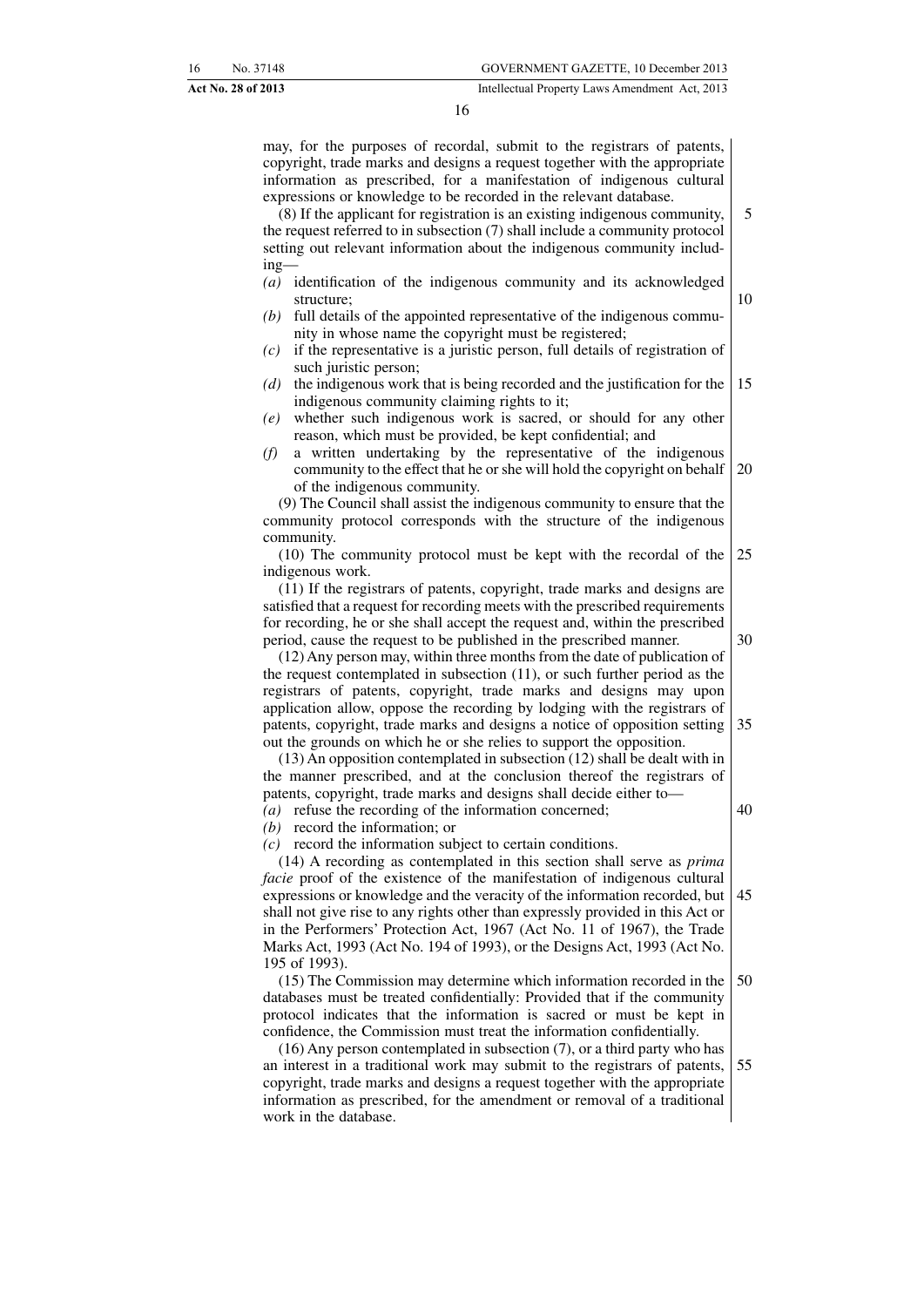may, for the purposes of recordal, submit to the registrars of patents, copyright, trade marks and designs a request together with the appropriate information as prescribed, for a manifestation of indigenous cultural expressions or knowledge to be recorded in the relevant database.

(8) If the applicant for registration is an existing indigenous community, the request referred to in subsection (7) shall include a community protocol setting out relevant information about the indigenous community including—

*(a)* identification of the indigenous community and its acknowledged structure;

*(b)* full details of the appointed representative of the indigenous community in whose name the copyright must be registered;

*(c)* if the representative is a juristic person, full details of registration of such juristic person;

*(d)* the indigenous work that is being recorded and the justification for the indigenous community claiming rights to it;

*(e)* whether such indigenous work is sacred, or should for any other reason, which must be provided, be kept confidential; and

*(f)* a written undertaking by the representative of the indigenous community to the effect that he or she will hold the copyright on behalf of the indigenous community.

(9) The Council shall assist the indigenous community to ensure that the community protocol corresponds with the structure of the indigenous community.

(10) The community protocol must be kept with the recordal of the indigenous work.

(11) If the registrars of patents, copyright, trade marks and designs are satisfied that a request for recording meets with the prescribed requirements for recording, he or she shall accept the request and, within the prescribed period, cause the request to be published in the prescribed manner.

(12) Any person may, within three months from the date of publication of the request contemplated in subsection (11), or such further period as the registrars of patents, copyright, trade marks and designs may upon application allow, oppose the recording by lodging with the registrars of patents, copyright, trade marks and designs a notice of opposition setting out the grounds on which he or she relies to support the opposition.

(13) An opposition contemplated in subsection (12) shall be dealt with in the manner prescribed, and at the conclusion thereof the registrars of patents, copyright, trade marks and designs shall decide either to—

*(a)* refuse the recording of the information concerned;

*(b)* record the information; or

*(c)* record the information subject to certain conditions.

(14) A recording as contemplated in this section shall serve as *prima facie* proof of the existence of the manifestation of indigenous cultural expressions or knowledge and the veracity of the information recorded, but shall not give rise to any rights other than expressly provided in this Act or in the Performers' Protection Act, 1967 (Act No. 11 of 1967), the Trade Marks Act, 1993 (Act No. 194 of 1993), or the Designs Act, 1993 (Act No. 195 of 1993).

(15) The Commission may determine which information recorded in the databases must be treated confidentially: Provided that if the community protocol indicates that the information is sacred or must be kept in confidence, the Commission must treat the information confidentially.

(16) Any person contemplated in subsection (7), or a third party who has an interest in a traditional work may submit to the registrars of patents, copyright, trade marks and designs a request together with the appropriate information as prescribed, for the amendment or removal of a traditional work in the database.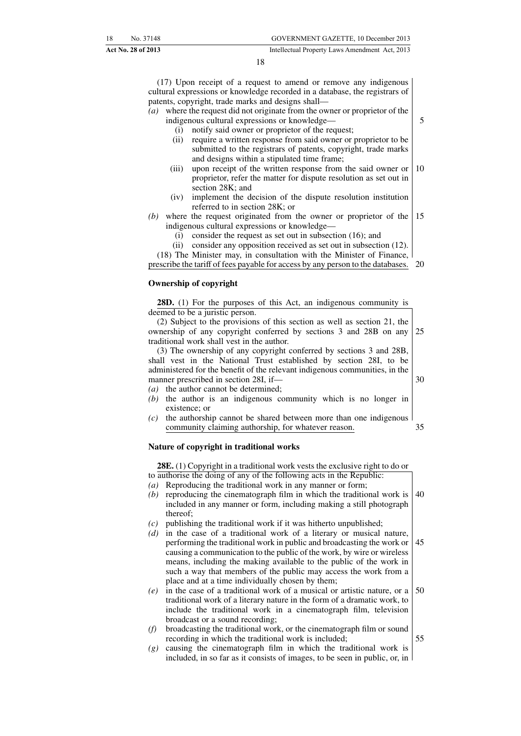(17) Upon receipt of a request to amend or remove any indigenous cultural expressions or knowledge recorded in a database, the registrars of patents, copyright, trade marks and designs shall—

*(a)* where the request did not originate from the owner or proprietor of the indigenous cultural expressions or knowledge—
   (i) notify said owner or proprietor of the request;
   (ii) require a written response from said owner or proprietor to be submitted to the registrars of patents, copyright, trade marks and designs within a stipulated time frame;
   (iii) upon receipt of the written response from the said owner or proprietor, refer the matter for dispute resolution as set out in section 28K; and
   (iv) implement the decision of the dispute resolution institution referred to in section 28K; or

*(b)* where the request originated from the owner or proprietor of the indigenous cultural expressions or knowledge—
   (i) consider the request as set out in subsection (16); and
   (ii) consider any opposition received as set out in subsection (12).

(18) The Minister may, in consultation with the Minister of Finance, prescribe the tariff of fees payable for access by any person to the databases.

**Ownership of copyright**

**28D.** (1) For the purposes of this Act, an indigenous community is deemed to be a juristic person.

(2) Subject to the provisions of this section as well as section 21, the ownership of any copyright conferred by sections 3 and 28B on any traditional work shall vest in the author.

(3) The ownership of any copyright conferred by sections 3 and 28B, shall vest in the National Trust established by section 28I, to be administered for the benefit of the relevant indigenous communities, in the manner prescribed in section 28I, if—

*(a)* the author cannot be determined;

*(b)* the author is an indigenous community which is no longer in existence; or

*(c)* the authorship cannot be shared between more than one indigenous community claiming authorship, for whatever reason.

**Nature of copyright in traditional works**

**28E.** (1) Copyright in a traditional work vests the exclusive right to do or to authorise the doing of any of the following acts in the Republic:

*(a)* Reproducing the traditional work in any manner or form;

*(b)* reproducing the cinematograph film in which the traditional work is included in any manner or form, including making a still photograph thereof;

*(c)* publishing the traditional work if it was hitherto unpublished;

*(d)* in the case of a traditional work of a literary or musical nature, performing the traditional work in public and broadcasting the work or causing a communication to the public of the work, by wire or wireless means, including the making available to the public of the work in such a way that members of the public may access the work from a place and at a time individually chosen by them;

*(e)* in the case of a traditional work of a musical or artistic nature, or a traditional work of a literary nature in the form of a dramatic work, to include the traditional work in a cinematograph film, television broadcast or a sound recording;

*(f)* broadcasting the traditional work, or the cinematograph film or sound recording in which the traditional work is included;

*(g)* causing the cinematograph film in which the traditional work is included, in so far as it consists of images, to be seen in public, or, in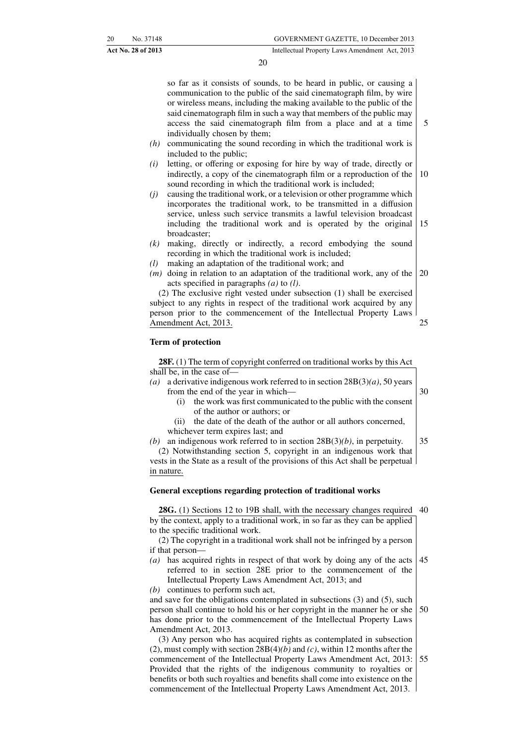so far as it consists of sounds, to be heard in public, or causing a communication to the public of the said cinematograph film, by wire or wireless means, including the making available to the public of the said cinematograph film in such a way that members of the public may access the said cinematograph film from a place and at a time individually chosen by them;

*(h)* communicating the sound recording in which the traditional work is included to the public;

*(i)* letting, or offering or exposing for hire by way of trade, directly or indirectly, a copy of the cinematograph film or a reproduction of the sound recording in which the traditional work is included;

*(j)* causing the traditional work, or a television or other programme which incorporates the traditional work, to be transmitted in a diffusion service, unless such service transmits a lawful television broadcast including the traditional work and is operated by the original broadcaster;

*(k)* making, directly or indirectly, a record embodying the sound recording in which the traditional work is included;

*(l)* making an adaptation of the traditional work; and

*(m)* doing in relation to an adaptation of the traditional work, any of the acts specified in paragraphs *(a)* to *(l)*.

(2) The exclusive right vested under subsection (1) shall be exercised subject to any rights in respect of the traditional work acquired by any person prior to the commencement of the Intellectual Property Laws Amendment Act, 2013.

**Term of protection**

**28F.** (1) The term of copyright conferred on traditional works by this Act shall be, in the case of—

*(a)* a derivative indigenous work referred to in section 28B(3)*(a)*, 50 years from the end of the year in which—

(i) the work was first communicated to the public with the consent of the author or authors; or

(ii) the date of the death of the author or all authors concerned,

whichever term expires last; and

*(b)* an indigenous work referred to in section 28B(3)*(b)*, in perpetuity.

(2) Notwithstanding section 5, copyright in an indigenous work that vests in the State as a result of the provisions of this Act shall be perpetual in nature.

**General exceptions regarding protection of traditional works**

**28G.** (1) Sections 12 to 19B shall, with the necessary changes required by the context, apply to a traditional work, in so far as they can be applied to the specific traditional work.

(2) The copyright in a traditional work shall not be infringed by a person if that person—

*(a)* has acquired rights in respect of that work by doing any of the acts referred to in section 28E prior to the commencement of the Intellectual Property Laws Amendment Act, 2013; and

*(b)* continues to perform such act,

and save for the obligations contemplated in subsections (3) and (5), such person shall continue to hold his or her copyright in the manner he or she has done prior to the commencement of the Intellectual Property Laws Amendment Act, 2013.

(3) Any person who has acquired rights as contemplated in subsection (2), must comply with section 28B(4)*(b)* and *(c)*, within 12 months after the commencement of the Intellectual Property Laws Amendment Act, 2013: Provided that the rights of the indigenous community to royalties or benefits or both such royalties and benefits shall come into existence on the commencement of the Intellectual Property Laws Amendment Act, 2013.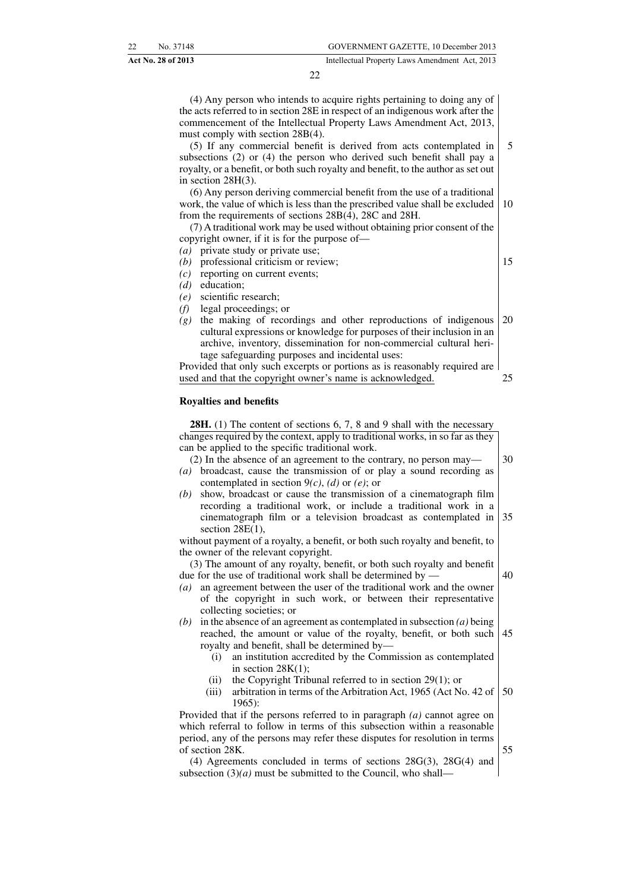(4) Any person who intends to acquire rights pertaining to doing any of the acts referred to in section 28E in respect of an indigenous work after the commencement of the Intellectual Property Laws Amendment Act, 2013, must comply with section 28B(4).

(5) If any commercial benefit is derived from acts contemplated in subsections (2) or (4) the person who derived such benefit shall pay a royalty, or a benefit, or both such royalty and benefit, to the author as set out in section 28H(3).

(6) Any person deriving commercial benefit from the use of a traditional work, the value of which is less than the prescribed value shall be excluded from the requirements of sections 28B(4), 28C and 28H.

(7) A traditional work may be used without obtaining prior consent of the copyright owner, if it is for the purpose of—

*(a)* private study or private use;
*(b)* professional criticism or review;
*(c)* reporting on current events;
*(d)* education;
*(e)* scientific research;
*(f)* legal proceedings; or
*(g)* the making of recordings and other reproductions of indigenous cultural expressions or knowledge for purposes of their inclusion in an archive, inventory, dissemination for non-commercial cultural heritage safeguarding purposes and incidental uses:

Provided that only such excerpts or portions as is reasonably required are used and that the copyright owner's name is acknowledged.

**Royalties and benefits**

**28H.** (1) The content of sections 6, 7, 8 and 9 shall with the necessary changes required by the context, apply to traditional works, in so far as they can be applied to the specific traditional work.

(2) In the absence of an agreement to the contrary, no person may—

*(a)* broadcast, cause the transmission of or play a sound recording as contemplated in section 9*(c)*, *(d)* or *(e)*; or
*(b)* show, broadcast or cause the transmission of a cinematograph film recording a traditional work, or include a traditional work in a cinematograph film or a television broadcast as contemplated in section 28E(1),

without payment of a royalty, a benefit, or both such royalty and benefit, to the owner of the relevant copyright.

(3) The amount of any royalty, benefit, or both such royalty and benefit due for the use of traditional work shall be determined by —

*(a)* an agreement between the user of the traditional work and the owner of the copyright in such work, or between their representative collecting societies; or
*(b)* in the absence of an agreement as contemplated in subsection *(a)* being reached, the amount or value of the royalty, benefit, or both such royalty and benefit, shall be determined by—
   (i) an institution accredited by the Commission as contemplated in section 28K(1);
   (ii) the Copyright Tribunal referred to in section 29(1); or
   (iii) arbitration in terms of the Arbitration Act, 1965 (Act No. 42 of 1965):

Provided that if the persons referred to in paragraph *(a)* cannot agree on which referral to follow in terms of this subsection within a reasonable period, any of the persons may refer these disputes for resolution in terms of section 28K.

(4) Agreements concluded in terms of sections 28G(3), 28G(4) and subsection (3)*(a)* must be submitted to the Council, who shall—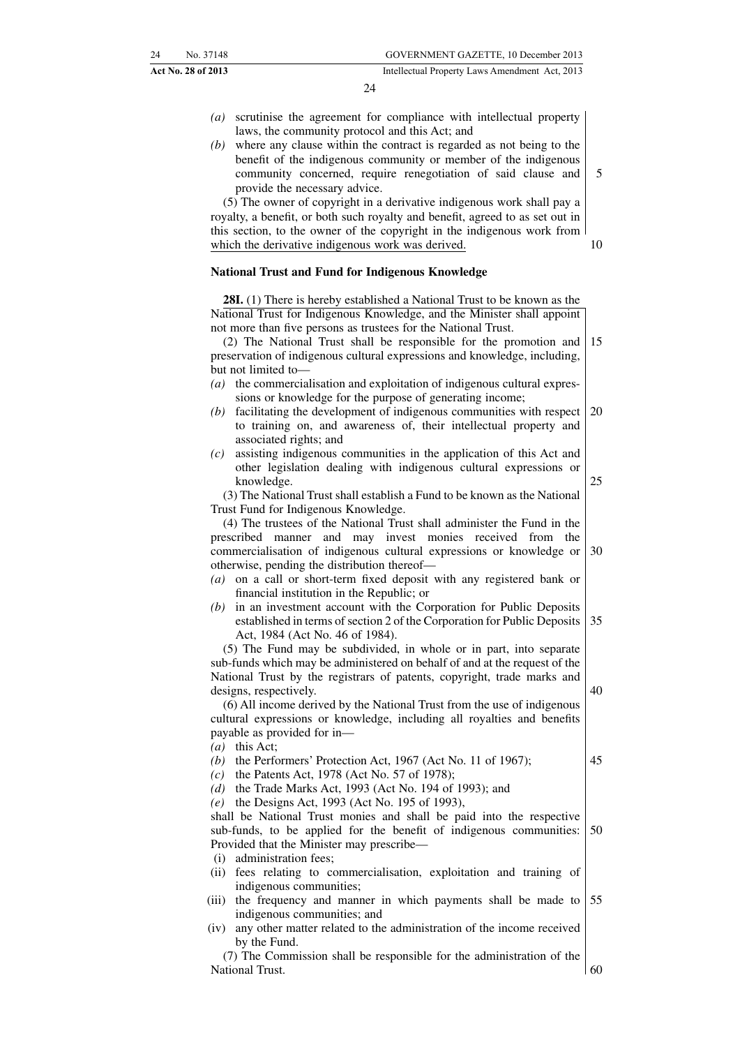(a) scrutinise the agreement for compliance with intellectual property laws, the community protocol and this Act; and

(b) where any clause within the contract is regarded as not being to the benefit of the indigenous community or member of the indigenous community concerned, require renegotiation of said clause and provide the necessary advice.

(5) The owner of copyright in a derivative indigenous work shall pay a royalty, a benefit, or both such royalty and benefit, agreed to as set out in this section, to the owner of the copyright in the indigenous work from which the derivative indigenous work was derived.

**National Trust and Fund for Indigenous Knowledge**

**28I.** (1) There is hereby established a National Trust to be known as the National Trust for Indigenous Knowledge, and the Minister shall appoint not more than five persons as trustees for the National Trust.

(2) The National Trust shall be responsible for the promotion and preservation of indigenous cultural expressions and knowledge, including, but not limited to—

(a) the commercialisation and exploitation of indigenous cultural expressions or knowledge for the purpose of generating income;

(b) facilitating the development of indigenous communities with respect to training on, and awareness of, their intellectual property and associated rights; and

(c) assisting indigenous communities in the application of this Act and other legislation dealing with indigenous cultural expressions or knowledge.

(3) The National Trust shall establish a Fund to be known as the National Trust Fund for Indigenous Knowledge.

(4) The trustees of the National Trust shall administer the Fund in the prescribed manner and may invest monies received from the commercialisation of indigenous cultural expressions or knowledge or otherwise, pending the distribution thereof—

(a) on a call or short-term fixed deposit with any registered bank or financial institution in the Republic; or

(b) in an investment account with the Corporation for Public Deposits established in terms of section 2 of the Corporation for Public Deposits Act, 1984 (Act No. 46 of 1984).

(5) The Fund may be subdivided, in whole or in part, into separate sub-funds which may be administered on behalf of and at the request of the National Trust by the registrars of patents, copyright, trade marks and designs, respectively.

(6) All income derived by the National Trust from the use of indigenous cultural expressions or knowledge, including all royalties and benefits payable as provided for in—

(a) this Act;

(b) the Performers' Protection Act, 1967 (Act No. 11 of 1967);

(c) the Patents Act, 1978 (Act No. 57 of 1978);

(d) the Trade Marks Act, 1993 (Act No. 194 of 1993); and

(e) the Designs Act, 1993 (Act No. 195 of 1993),

shall be National Trust monies and shall be paid into the respective sub-funds, to be applied for the benefit of indigenous communities: Provided that the Minister may prescribe—

(i) administration fees;

(ii) fees relating to commercialisation, exploitation and training of indigenous communities;

(iii) the frequency and manner in which payments shall be made to indigenous communities; and

(iv) any other matter related to the administration of the income received by the Fund.

(7) The Commission shall be responsible for the administration of the National Trust.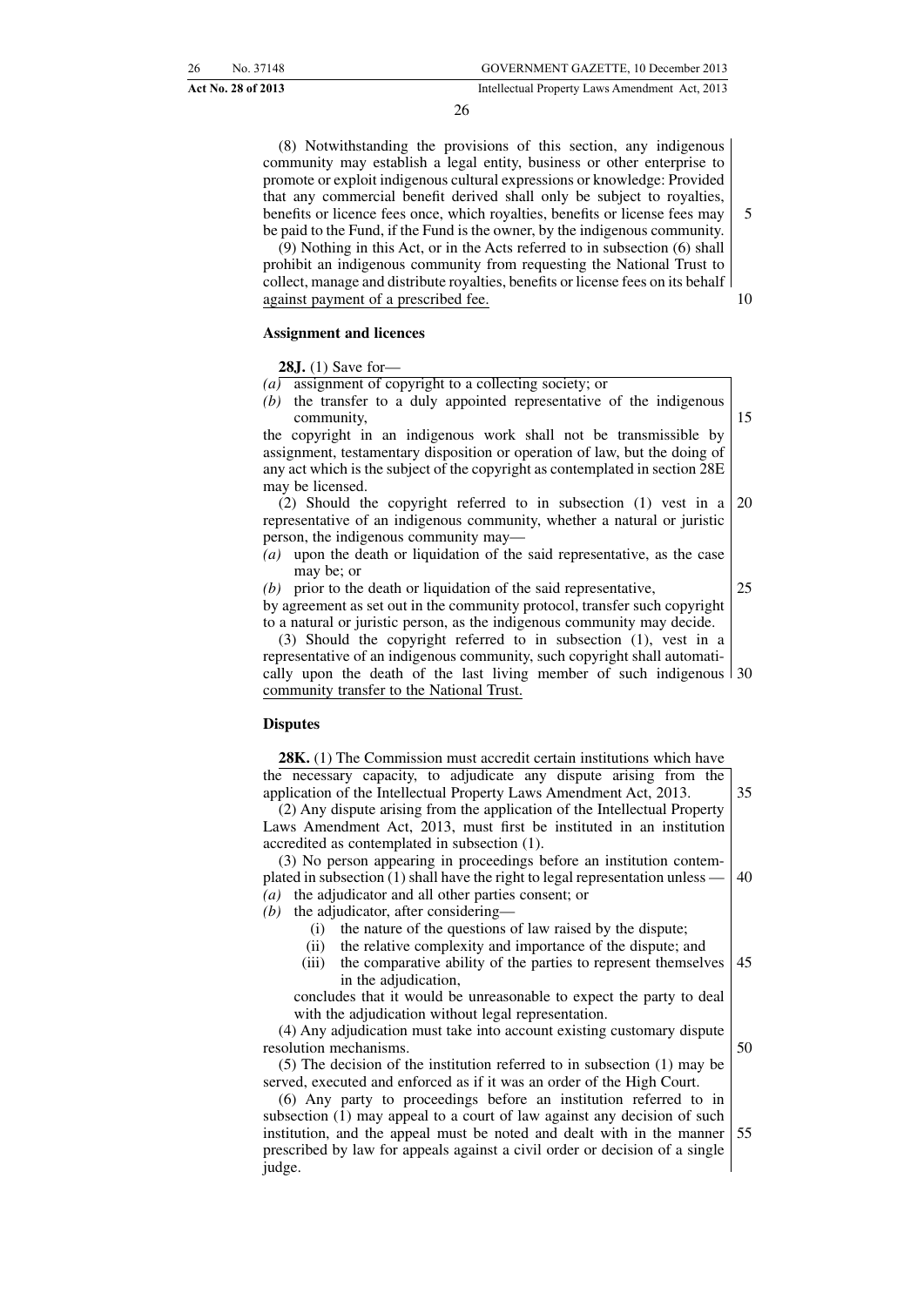(8) Notwithstanding the provisions of this section, any indigenous community may establish a legal entity, business or other enterprise to promote or exploit indigenous cultural expressions or knowledge: Provided that any commercial benefit derived shall only be subject to royalties, benefits or licence fees once, which royalties, benefits or license fees may be paid to the Fund, if the Fund is the owner, by the indigenous community.

(9) Nothing in this Act, or in the Acts referred to in subsection (6) shall prohibit an indigenous community from requesting the National Trust to collect, manage and distribute royalties, benefits or license fees on its behalf against payment of a prescribed fee.

**Assignment and licences**

**28J.** (1) Save for—

*(a)* assignment of copyright to a collecting society; or

*(b)* the transfer to a duly appointed representative of the indigenous community,

the copyright in an indigenous work shall not be transmissible by assignment, testamentary disposition or operation of law, but the doing of any act which is the subject of the copyright as contemplated in section 28E may be licensed.

(2) Should the copyright referred to in subsection (1) vest in a representative of an indigenous community, whether a natural or juristic person, the indigenous community may—

*(a)* upon the death or liquidation of the said representative, as the case may be; or

*(b)* prior to the death or liquidation of the said representative,

by agreement as set out in the community protocol, transfer such copyright to a natural or juristic person, as the indigenous community may decide.

(3) Should the copyright referred to in subsection (1), vest in a representative of an indigenous community, such copyright shall automatically upon the death of the last living member of such indigenous community transfer to the National Trust.

**Disputes**

**28K.** (1) The Commission must accredit certain institutions which have the necessary capacity, to adjudicate any dispute arising from the application of the Intellectual Property Laws Amendment Act, 2013.

(2) Any dispute arising from the application of the Intellectual Property Laws Amendment Act, 2013, must first be instituted in an institution accredited as contemplated in subsection (1).

(3) No person appearing in proceedings before an institution contemplated in subsection (1) shall have the right to legal representation unless —

*(a)* the adjudicator and all other parties consent; or

*(b)* the adjudicator, after considering—

(i) the nature of the questions of law raised by the dispute;

(ii) the relative complexity and importance of the dispute; and

(iii) the comparative ability of the parties to represent themselves in the adjudication,

concludes that it would be unreasonable to expect the party to deal with the adjudication without legal representation.

(4) Any adjudication must take into account existing customary dispute resolution mechanisms.

(5) The decision of the institution referred to in subsection (1) may be served, executed and enforced as if it was an order of the High Court.

(6) Any party to proceedings before an institution referred to in subsection (1) may appeal to a court of law against any decision of such institution, and the appeal must be noted and dealt with in the manner prescribed by law for appeals against a civil order or decision of a single judge.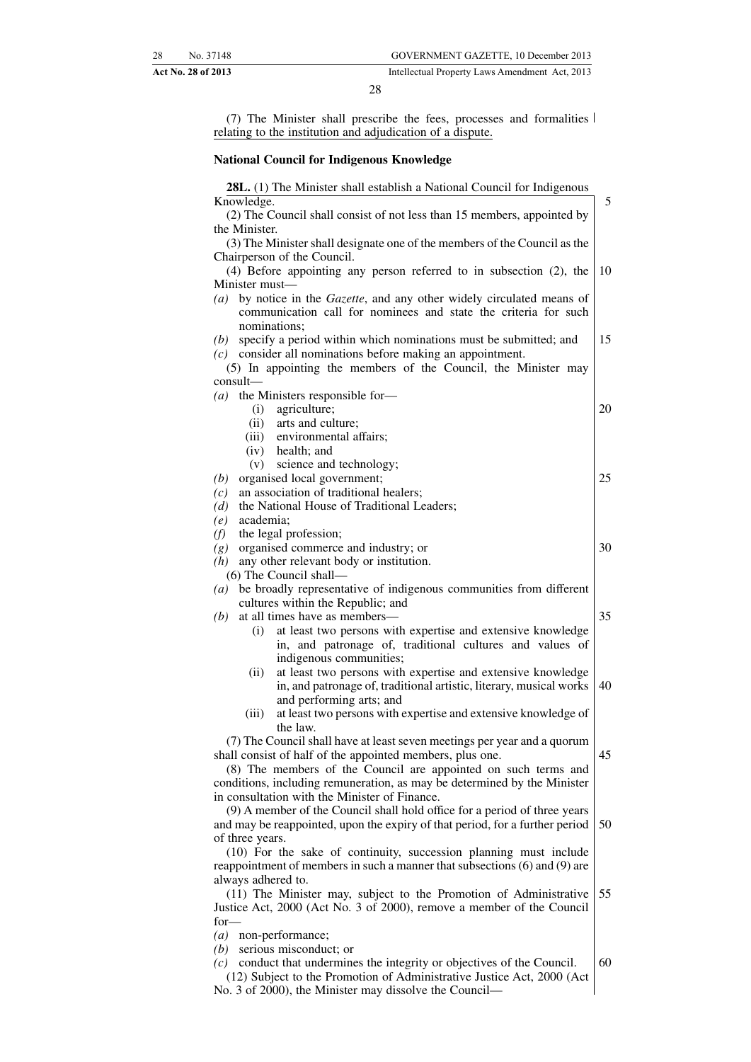(7) The Minister shall prescribe the fees, processes and formalities relating to the institution and adjudication of a dispute.

**National Council for Indigenous Knowledge**

**28L.** (1) The Minister shall establish a National Council for Indigenous Knowledge.

(2) The Council shall consist of not less than 15 members, appointed by the Minister.

(3) The Minister shall designate one of the members of the Council as the Chairperson of the Council.

(4) Before appointing any person referred to in subsection (2), the Minister must—

*(a)* by notice in the *Gazette*, and any other widely circulated means of communication call for nominees and state the criteria for such nominations;

*(b)* specify a period within which nominations must be submitted; and

*(c)* consider all nominations before making an appointment.

(5) In appointing the members of the Council, the Minister may consult—

*(a)* the Ministers responsible for—

 (i) agriculture;

 (ii) arts and culture;

 (iii) environmental affairs;

 (iv) health; and

 (v) science and technology;

*(b)* organised local government;

*(c)* an association of traditional healers;

*(d)* the National House of Traditional Leaders;

*(e)* academia;

*(f)* the legal profession;

*(g)* organised commerce and industry; or

*(h)* any other relevant body or institution.

(6) The Council shall—

*(a)* be broadly representative of indigenous communities from different cultures within the Republic; and

*(b)* at all times have as members—

 (i) at least two persons with expertise and extensive knowledge in, and patronage of, traditional cultures and values of indigenous communities;

 (ii) at least two persons with expertise and extensive knowledge in, and patronage of, traditional artistic, literary, musical works and performing arts; and

 (iii) at least two persons with expertise and extensive knowledge of the law.

(7) The Council shall have at least seven meetings per year and a quorum shall consist of half of the appointed members, plus one.

(8) The members of the Council are appointed on such terms and conditions, including remuneration, as may be determined by the Minister in consultation with the Minister of Finance.

(9) A member of the Council shall hold office for a period of three years and may be reappointed, upon the expiry of that period, for a further period of three years.

(10) For the sake of continuity, succession planning must include reappointment of members in such a manner that subsections (6) and (9) are always adhered to.

(11) The Minister may, subject to the Promotion of Administrative Justice Act, 2000 (Act No. 3 of 2000), remove a member of the Council for—

*(a)* non-performance;

*(b)* serious misconduct; or

*(c)* conduct that undermines the integrity or objectives of the Council.

(12) Subject to the Promotion of Administrative Justice Act, 2000 (Act No. 3 of 2000), the Minister may dissolve the Council—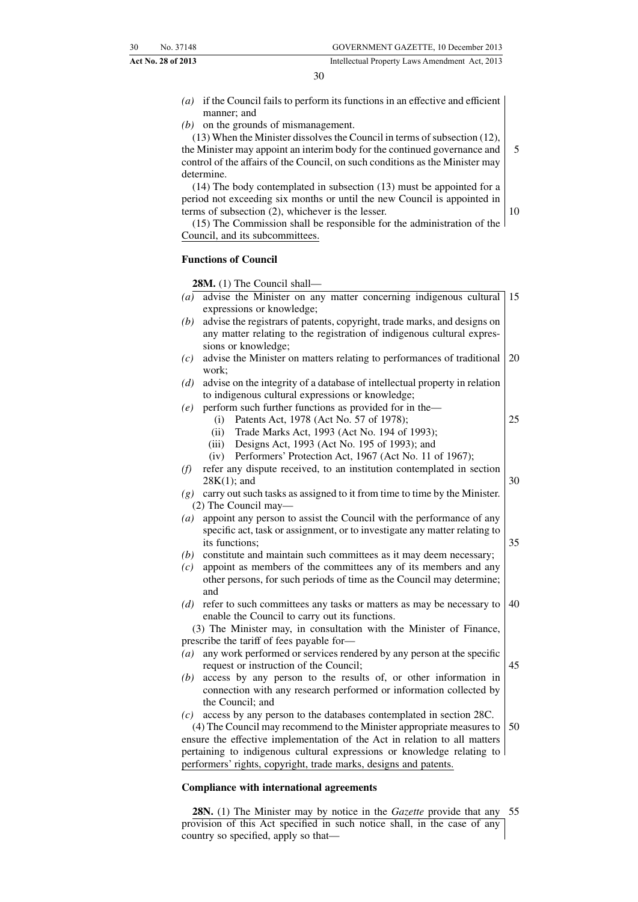*(a)* if the Council fails to perform its functions in an effective and efficient manner; and

*(b)* on the grounds of mismanagement.

(13) When the Minister dissolves the Council in terms of subsection (12), the Minister may appoint an interim body for the continued governance and control of the affairs of the Council, on such conditions as the Minister may determine.

(14) The body contemplated in subsection (13) must be appointed for a period not exceeding six months or until the new Council is appointed in terms of subsection (2), whichever is the lesser.

(15) The Commission shall be responsible for the administration of the Council, and its subcommittees.

**Functions of Council**

**28M.** (1) The Council shall—

*(a)* advise the Minister on any matter concerning indigenous cultural expressions or knowledge;

*(b)* advise the registrars of patents, copyright, trade marks, and designs on any matter relating to the registration of indigenous cultural expressions or knowledge;

*(c)* advise the Minister on matters relating to performances of traditional work;

*(d)* advise on the integrity of a database of intellectual property in relation to indigenous cultural expressions or knowledge;

*(e)* perform such further functions as provided for in the—
   (i) Patents Act, 1978 (Act No. 57 of 1978);
   (ii) Trade Marks Act, 1993 (Act No. 194 of 1993);
   (iii) Designs Act, 1993 (Act No. 195 of 1993); and
   (iv) Performers' Protection Act, 1967 (Act No. 11 of 1967);

*(f)* refer any dispute received, to an institution contemplated in section 28K(1); and

*(g)* carry out such tasks as assigned to it from time to time by the Minister.

(2) The Council may—

*(a)* appoint any person to assist the Council with the performance of any specific act, task or assignment, or to investigate any matter relating to its functions;

*(b)* constitute and maintain such committees as it may deem necessary;

*(c)* appoint as members of the committees any of its members and any other persons, for such periods of time as the Council may determine; and

*(d)* refer to such committees any tasks or matters as may be necessary to enable the Council to carry out its functions.

(3) The Minister may, in consultation with the Minister of Finance, prescribe the tariff of fees payable for—

*(a)* any work performed or services rendered by any person at the specific request or instruction of the Council;

*(b)* access by any person to the results of, or other information in connection with any research performed or information collected by the Council; and

*(c)* access by any person to the databases contemplated in section 28C.

(4) The Council may recommend to the Minister appropriate measures to ensure the effective implementation of the Act in relation to all matters pertaining to indigenous cultural expressions or knowledge relating to performers' rights, copyright, trade marks, designs and patents.

**Compliance with international agreements**

**28N.** (1) The Minister may by notice in the *Gazette* provide that any provision of this Act specified in such notice shall, in the case of any country so specified, apply so that—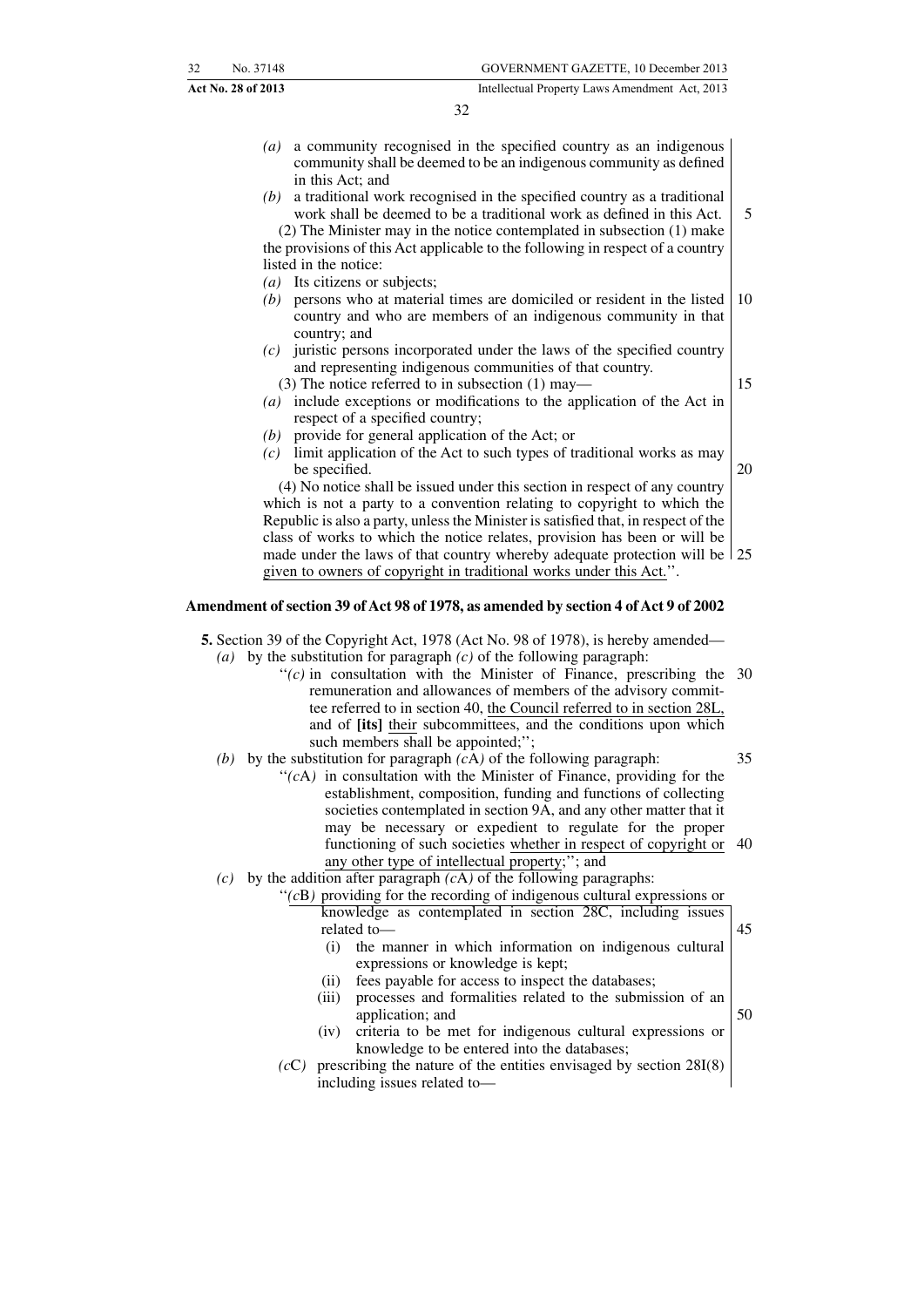*(a)* a community recognised in the specified country as an indigenous community shall be deemed to be an indigenous community as defined in this Act; and

*(b)* a traditional work recognised in the specified country as a traditional work shall be deemed to be a traditional work as defined in this Act.

(2) The Minister may in the notice contemplated in subsection (1) make the provisions of this Act applicable to the following in respect of a country listed in the notice:

*(a)* Its citizens or subjects;

*(b)* persons who at material times are domiciled or resident in the listed country and who are members of an indigenous community in that country; and

*(c)* juristic persons incorporated under the laws of the specified country and representing indigenous communities of that country.

(3) The notice referred to in subsection (1) may—

*(a)* include exceptions or modifications to the application of the Act in respect of a specified country;

*(b)* provide for general application of the Act; or

*(c)* limit application of the Act to such types of traditional works as may be specified.

(4) No notice shall be issued under this section in respect of any country which is not a party to a convention relating to copyright to which the Republic is also a party, unless the Minister is satisfied that, in respect of the class of works to which the notice relates, provision has been or will be made under the laws of that country whereby adequate protection will be given to owners of copyright in traditional works under this Act.''.

**Amendment of section 39 of Act 98 of 1978, as amended by section 4 of Act 9 of 2002**

**5.** Section 39 of the Copyright Act, 1978 (Act No. 98 of 1978), is hereby amended—

*(a)* by the substitution for paragraph *(c)* of the following paragraph:

''*(c)* in consultation with the Minister of Finance, prescribing the remuneration and allowances of members of the advisory committee referred to in section 40, the Council referred to in section 28L, and of **[its]** their subcommittees, and the conditions upon which such members shall be appointed;'';

*(b)* by the substitution for paragraph *(c*A*)* of the following paragraph:

''*(c*A*)* in consultation with the Minister of Finance, providing for the establishment, composition, funding and functions of collecting societies contemplated in section 9A, and any other matter that it may be necessary or expedient to regulate for the proper functioning of such societies whether in respect of copyright or any other type of intellectual property;''; and

*(c)* by the addition after paragraph *(c*A*)* of the following paragraphs:

''*(c*B*)* providing for the recording of indigenous cultural expressions or knowledge as contemplated in section 28C, including issues related to—

(i) the manner in which information on indigenous cultural expressions or knowledge is kept;

(ii) fees payable for access to inspect the databases;

(iii) processes and formalities related to the submission of an application; and

(iv) criteria to be met for indigenous cultural expressions or knowledge to be entered into the databases;

*(c*C*)* prescribing the nature of the entities envisaged by section 28I(8) including issues related to—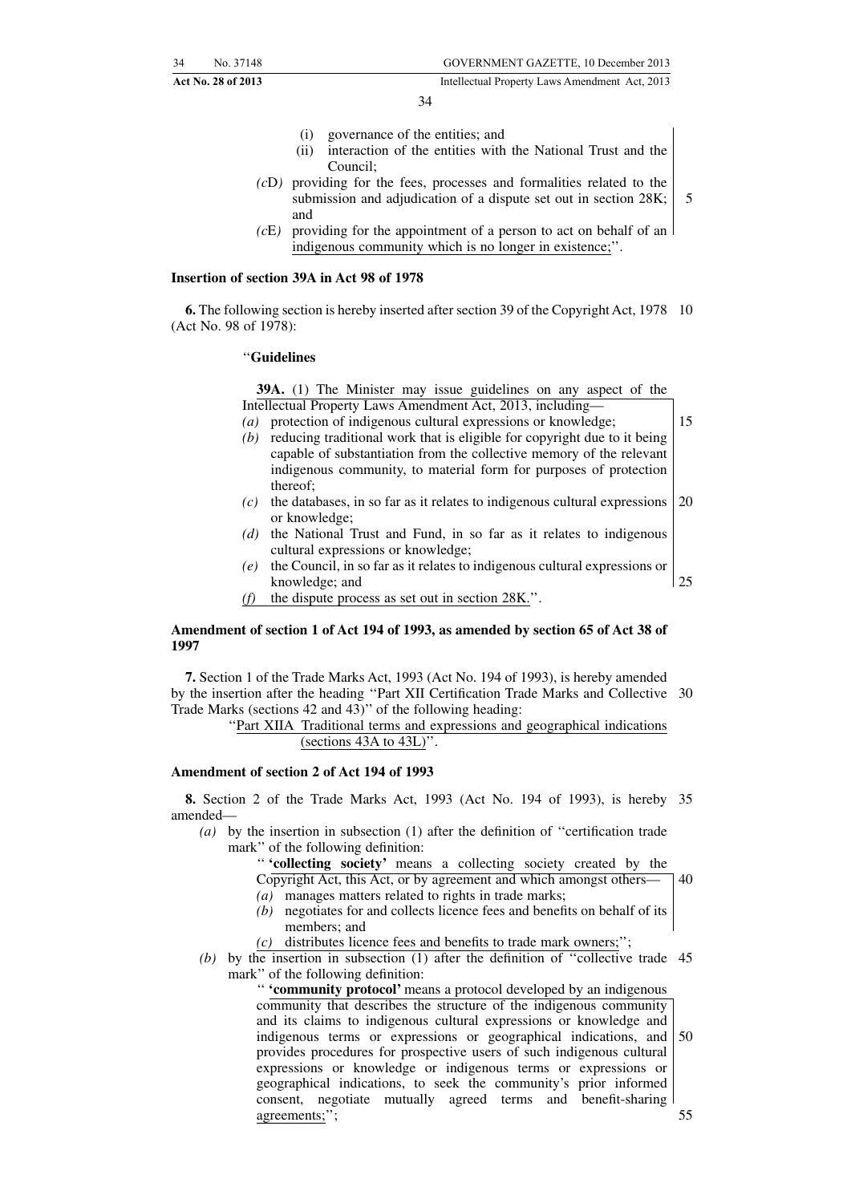(i) governance of the entities; and

(ii) interaction of the entities with the National Trust and the Council;

*(c*D*)* providing for the fees, processes and formalities related to the submission and adjudication of a dispute set out in section 28K; and

*(c*E*)* providing for the appointment of a person to act on behalf of an indigenous community which is no longer in existence;''.

**Insertion of section 39A in Act 98 of 1978**

**6.** The following section is hereby inserted after section 39 of the Copyright Act, 1978 (Act No. 98 of 1978):

''**Guidelines**

**39A.** (1) The Minister may issue guidelines on any aspect of the Intellectual Property Laws Amendment Act, 2013, including—

*(a)* protection of indigenous cultural expressions or knowledge;

*(b)* reducing traditional work that is eligible for copyright due to it being capable of substantiation from the collective memory of the relevant indigenous community, to material form for purposes of protection thereof;

*(c)* the databases, in so far as it relates to indigenous cultural expressions or knowledge;

*(d)* the National Trust and Fund, in so far as it relates to indigenous cultural expressions or knowledge;

*(e)* the Council, in so far as it relates to indigenous cultural expressions or knowledge; and

*(f)* the dispute process as set out in section 28K.''.

**Amendment of section 1 of Act 194 of 1993, as amended by section 65 of Act 38 of 1997**

**7.** Section 1 of the Trade Marks Act, 1993 (Act No. 194 of 1993), is hereby amended by the insertion after the heading ''Part XII Certification Trade Marks and Collective Trade Marks (sections 42 and 43)'' of the following heading:

''Part XIIA Traditional terms and expressions and geographical indications (sections 43A to 43L)''.

**Amendment of section 2 of Act 194 of 1993**

**8.** Section 2 of the Trade Marks Act, 1993 (Act No. 194 of 1993), is hereby amended—

*(a)* by the insertion in subsection (1) after the definition of ''certification trade mark'' of the following definition:

'' **'collecting society'** means a collecting society created by the Copyright Act, this Act, or by agreement and which amongst others—

*(a)* manages matters related to rights in trade marks;

*(b)* negotiates for and collects licence fees and benefits on behalf of its members; and

*(c)* distributes licence fees and benefits to trade mark owners;'';

*(b)* by the insertion in subsection (1) after the definition of ''collective trade mark'' of the following definition:

'' **'community protocol'** means a protocol developed by an indigenous community that describes the structure of the indigenous community and its claims to indigenous cultural expressions or knowledge and indigenous terms or expressions or geographical indications, and provides procedures for prospective users of such indigenous cultural expressions or knowledge or indigenous terms or expressions or geographical indications, to seek the community's prior informed consent, negotiate mutually agreed terms and benefit-sharing agreements;'';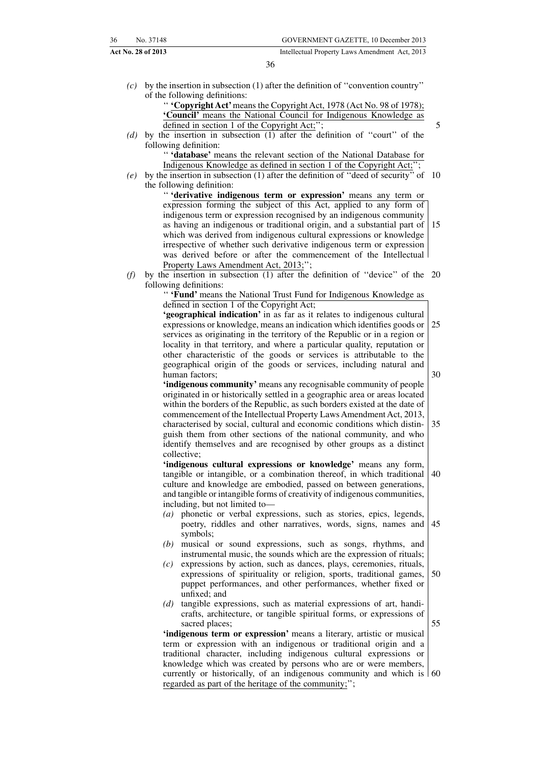*(c)* by the insertion in subsection (1) after the definition of ''convention country'' of the following definitions:

'' **'Copyright Act'** means the Copyright Act, 1978 (Act No. 98 of 1978);
**'Council'** means the National Council for Indigenous Knowledge as defined in section 1 of the Copyright Act;'';

*(d)* by the insertion in subsection (1) after the definition of ''court'' of the following definition:

'' **'database'** means the relevant section of the National Database for Indigenous Knowledge as defined in section 1 of the Copyright Act;'';

*(e)* by the insertion in subsection (1) after the definition of ''deed of security'' of the following definition:

'' **'derivative indigenous term or expression'** means any term or expression forming the subject of this Act, applied to any form of indigenous term or expression recognised by an indigenous community as having an indigenous or traditional origin, and a substantial part of which was derived from indigenous cultural expressions or knowledge irrespective of whether such derivative indigenous term or expression was derived before or after the commencement of the Intellectual Property Laws Amendment Act, 2013;'';

*(f)* by the insertion in subsection (1) after the definition of ''device'' of the following definitions:

'' **'Fund'** means the National Trust Fund for Indigenous Knowledge as defined in section 1 of the Copyright Act;

**'geographical indication'** in as far as it relates to indigenous cultural expressions or knowledge, means an indication which identifies goods or services as originating in the territory of the Republic or in a region or locality in that territory, and where a particular quality, reputation or other characteristic of the goods or services is attributable to the geographical origin of the goods or services, including natural and human factors;

**'indigenous community'** means any recognisable community of people originated in or historically settled in a geographic area or areas located within the borders of the Republic, as such borders existed at the date of commencement of the Intellectual Property Laws Amendment Act, 2013, characterised by social, cultural and economic conditions which distinguish them from other sections of the national community, and who identify themselves and are recognised by other groups as a distinct collective;

**'indigenous cultural expressions or knowledge'** means any form, tangible or intangible, or a combination thereof, in which traditional culture and knowledge are embodied, passed on between generations, and tangible or intangible forms of creativity of indigenous communities, including, but not limited to—

*(a)* phonetic or verbal expressions, such as stories, epics, legends, poetry, riddles and other narratives, words, signs, names and symbols;

*(b)* musical or sound expressions, such as songs, rhythms, and instrumental music, the sounds which are the expression of rituals;

*(c)* expressions by action, such as dances, plays, ceremonies, rituals, expressions of spirituality or religion, sports, traditional games, puppet performances, and other performances, whether fixed or unfixed; and

*(d)* tangible expressions, such as material expressions of art, handicrafts, architecture, or tangible spiritual forms, or expressions of sacred places;

**'indigenous term or expression'** means a literary, artistic or musical term or expression with an indigenous or traditional origin and a traditional character, including indigenous cultural expressions or knowledge which was created by persons who are or were members, currently or historically, of an indigenous community and which is regarded as part of the heritage of the community;'';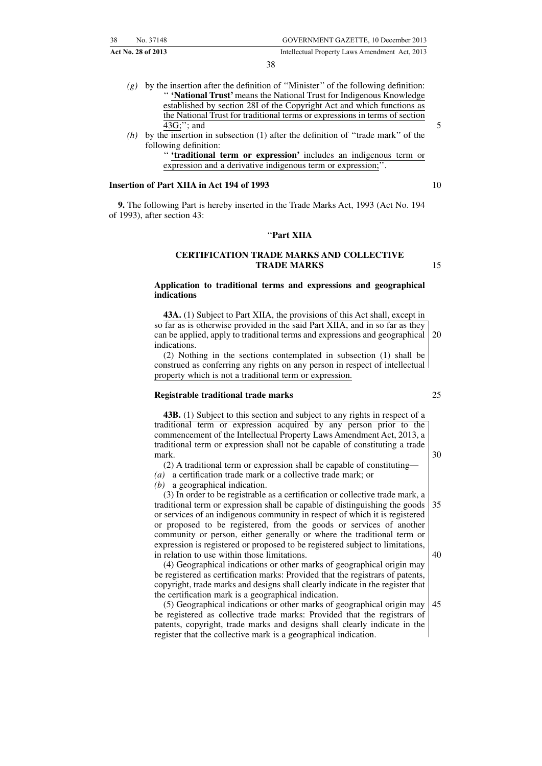*(g)* by the insertion after the definition of ''Minister'' of the following definition:

'' **'National Trust'** means the National Trust for Indigenous Knowledge established by section 28I of the Copyright Act and which functions as the National Trust for traditional terms or expressions in terms of section 43G;''; and

*(h)* by the insertion in subsection (1) after the definition of ''trade mark'' of the following definition:

'' **'traditional term or expression'** includes an indigenous term or expression and a derivative indigenous term or expression;''.

**Insertion of Part XIIA in Act 194 of 1993**

**9.** The following Part is hereby inserted in the Trade Marks Act, 1993 (Act No. 194 of 1993), after section 43:

''**Part XIIA**

**CERTIFICATION TRADE MARKS AND COLLECTIVE TRADE MARKS**

**Application to traditional terms and expressions and geographical indications**

**43A.** (1) Subject to Part XIIA, the provisions of this Act shall, except in so far as is otherwise provided in the said Part XIIA, and in so far as they can be applied, apply to traditional terms and expressions and geographical indications.

(2) Nothing in the sections contemplated in subsection (1) shall be construed as conferring any rights on any person in respect of intellectual property which is not a traditional term or expression.

**Registrable traditional trade marks**

**43B.** (1) Subject to this section and subject to any rights in respect of a traditional term or expression acquired by any person prior to the commencement of the Intellectual Property Laws Amendment Act, 2013, a traditional term or expression shall not be capable of constituting a trade mark.

(2) A traditional term or expression shall be capable of constituting—

*(a)* a certification trade mark or a collective trade mark; or

*(b)* a geographical indication.

(3) In order to be registrable as a certification or collective trade mark, a traditional term or expression shall be capable of distinguishing the goods or services of an indigenous community in respect of which it is registered or proposed to be registered, from the goods or services of another community or person, either generally or where the traditional term or expression is registered or proposed to be registered subject to limitations, in relation to use within those limitations.

(4) Geographical indications or other marks of geographical origin may be registered as certification marks: Provided that the registrars of patents, copyright, trade marks and designs shall clearly indicate in the register that the certification mark is a geographical indication.

(5) Geographical indications or other marks of geographical origin may be registered as collective trade marks: Provided that the registrars of patents, copyright, trade marks and designs shall clearly indicate in the register that the collective mark is a geographical indication.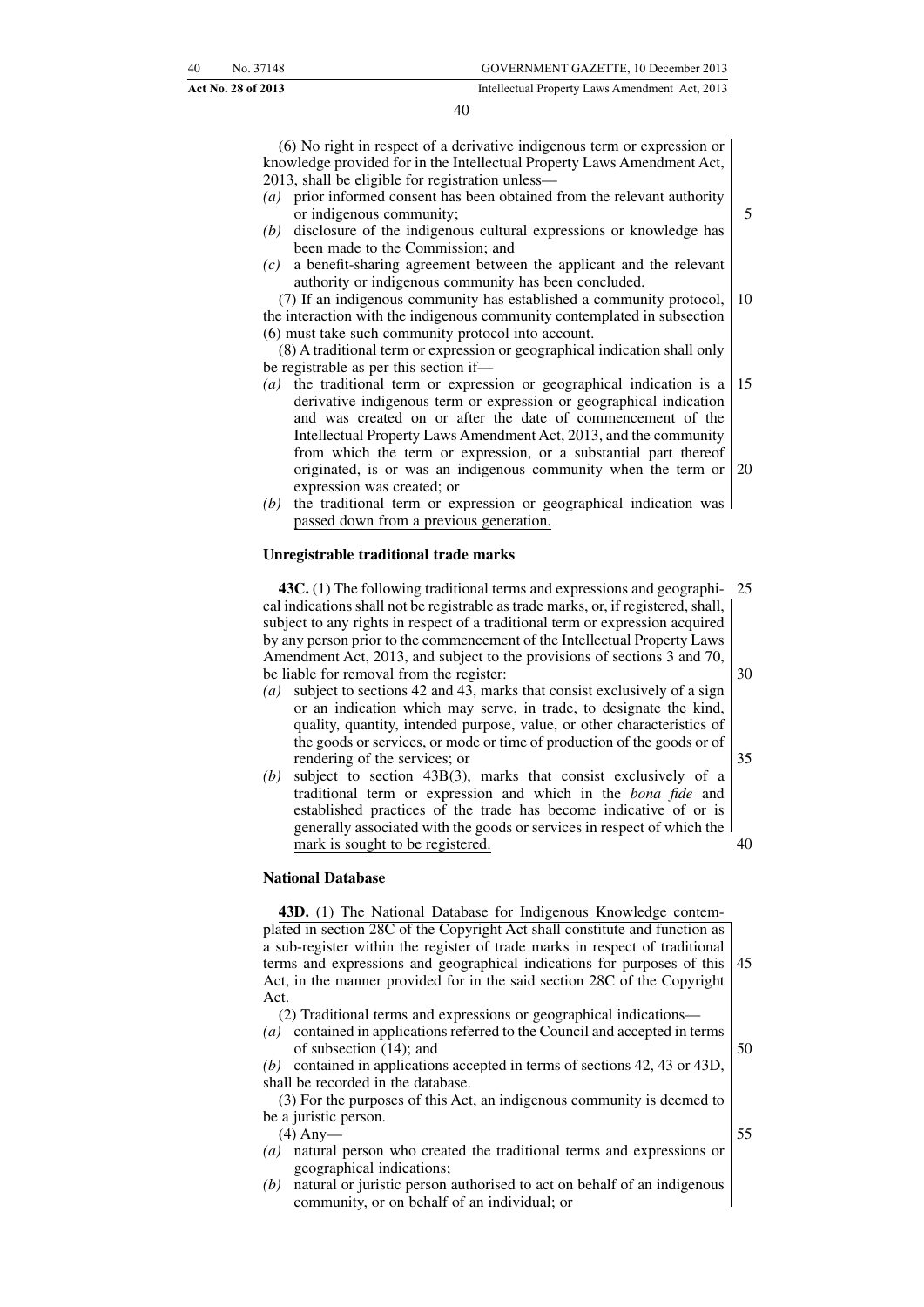(6) No right in respect of a derivative indigenous term or expression or knowledge provided for in the Intellectual Property Laws Amendment Act, 2013, shall be eligible for registration unless—

*(a)* prior informed consent has been obtained from the relevant authority or indigenous community;

*(b)* disclosure of the indigenous cultural expressions or knowledge has been made to the Commission; and

*(c)* a benefit-sharing agreement between the applicant and the relevant authority or indigenous community has been concluded.

(7) If an indigenous community has established a community protocol, the interaction with the indigenous community contemplated in subsection (6) must take such community protocol into account.

(8) A traditional term or expression or geographical indication shall only be registrable as per this section if—

*(a)* the traditional term or expression or geographical indication is a derivative indigenous term or expression or geographical indication and was created on or after the date of commencement of the Intellectual Property Laws Amendment Act, 2013, and the community from which the term or expression, or a substantial part thereof originated, is or was an indigenous community when the term or expression was created; or

*(b)* the traditional term or expression or geographical indication was passed down from a previous generation.

**Unregistrable traditional trade marks**

**43C.** (1) The following traditional terms and expressions and geographical indications shall not be registrable as trade marks, or, if registered, shall, subject to any rights in respect of a traditional term or expression acquired by any person prior to the commencement of the Intellectual Property Laws Amendment Act, 2013, and subject to the provisions of sections 3 and 70, be liable for removal from the register:

*(a)* subject to sections 42 and 43, marks that consist exclusively of a sign or an indication which may serve, in trade, to designate the kind, quality, quantity, intended purpose, value, or other characteristics of the goods or services, or mode or time of production of the goods or of rendering of the services; or

*(b)* subject to section 43B(3), marks that consist exclusively of a traditional term or expression and which in the *bona fide* and established practices of the trade has become indicative of or is generally associated with the goods or services in respect of which the mark is sought to be registered.

**National Database**

**43D.** (1) The National Database for Indigenous Knowledge contemplated in section 28C of the Copyright Act shall constitute and function as a sub-register within the register of trade marks in respect of traditional terms and expressions and geographical indications for purposes of this Act, in the manner provided for in the said section 28C of the Copyright Act.

(2) Traditional terms and expressions or geographical indications—

*(a)* contained in applications referred to the Council and accepted in terms of subsection (14); and

*(b)* contained in applications accepted in terms of sections 42, 43 or 43D,

shall be recorded in the database.

(3) For the purposes of this Act, an indigenous community is deemed to be a juristic person.

(4) Any—

*(a)* natural person who created the traditional terms and expressions or geographical indications;

*(b)* natural or juristic person authorised to act on behalf of an indigenous community, or on behalf of an individual; or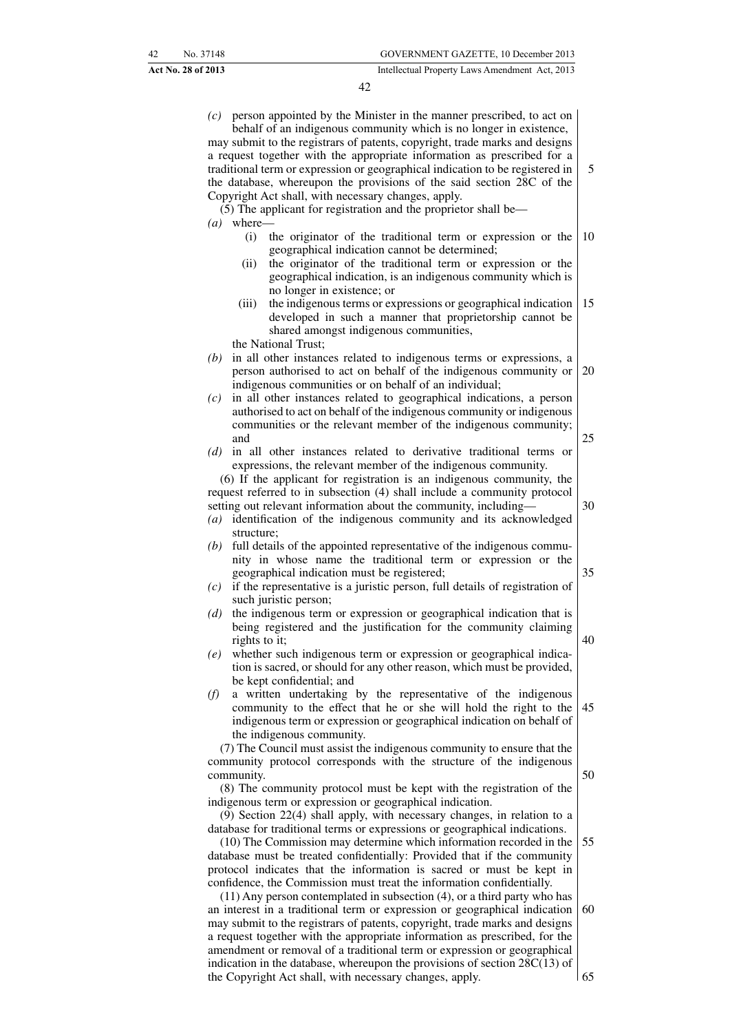*(c)* person appointed by the Minister in the manner prescribed, to act on behalf of an indigenous community which is no longer in existence,

may submit to the registrars of patents, copyright, trade marks and designs a request together with the appropriate information as prescribed for a traditional term or expression or geographical indication to be registered in the database, whereupon the provisions of the said section 28C of the Copyright Act shall, with necessary changes, apply.

(5) The applicant for registration and the proprietor shall be—

*(a)* where—

(i) the originator of the traditional term or expression or the geographical indication cannot be determined;

(ii) the originator of the traditional term or expression or the geographical indication, is an indigenous community which is no longer in existence; or

(iii) the indigenous terms or expressions or geographical indication developed in such a manner that proprietorship cannot be shared amongst indigenous communities,

the National Trust;

*(b)* in all other instances related to indigenous terms or expressions, a person authorised to act on behalf of the indigenous community or indigenous communities or on behalf of an individual;

*(c)* in all other instances related to geographical indications, a person authorised to act on behalf of the indigenous community or indigenous communities or the relevant member of the indigenous community; and

*(d)* in all other instances related to derivative traditional terms or expressions, the relevant member of the indigenous community.

(6) If the applicant for registration is an indigenous community, the request referred to in subsection (4) shall include a community protocol setting out relevant information about the community, including—

*(a)* identification of the indigenous community and its acknowledged structure;

*(b)* full details of the appointed representative of the indigenous community in whose name the traditional term or expression or the geographical indication must be registered;

*(c)* if the representative is a juristic person, full details of registration of such juristic person;

*(d)* the indigenous term or expression or geographical indication that is being registered and the justification for the community claiming rights to it;

*(e)* whether such indigenous term or expression or geographical indication is sacred, or should for any other reason, which must be provided, be kept confidential; and

*(f)* a written undertaking by the representative of the indigenous community to the effect that he or she will hold the right to the indigenous term or expression or geographical indication on behalf of the indigenous community.

(7) The Council must assist the indigenous community to ensure that the community protocol corresponds with the structure of the indigenous community.

(8) The community protocol must be kept with the registration of the indigenous term or expression or geographical indication.

(9) Section 22(4) shall apply, with necessary changes, in relation to a database for traditional terms or expressions or geographical indications.

(10) The Commission may determine which information recorded in the database must be treated confidentially: Provided that if the community protocol indicates that the information is sacred or must be kept in confidence, the Commission must treat the information confidentially.

(11) Any person contemplated in subsection (4), or a third party who has an interest in a traditional term or expression or geographical indication may submit to the registrars of patents, copyright, trade marks and designs a request together with the appropriate information as prescribed, for the amendment or removal of a traditional term or expression or geographical indication in the database, whereupon the provisions of section 28C(13) of the Copyright Act shall, with necessary changes, apply.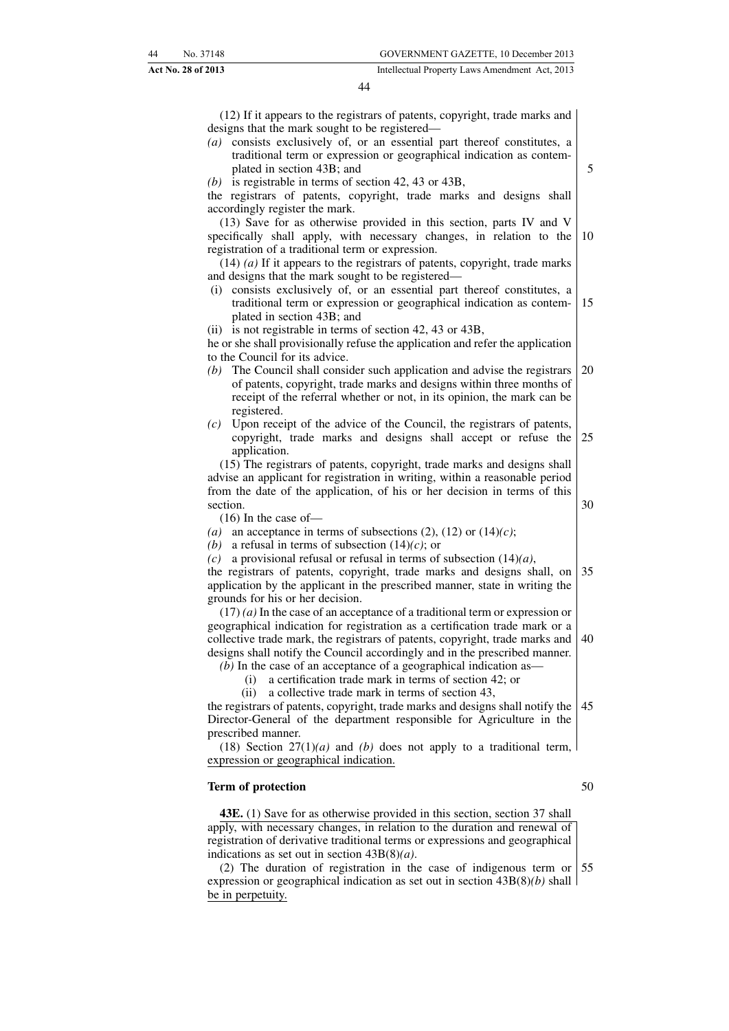(12) If it appears to the registrars of patents, copyright, trade marks and designs that the mark sought to be registered—

*(a)* consists exclusively of, or an essential part thereof constitutes, a traditional term or expression or geographical indication as contemplated in section 43B; and

*(b)* is registrable in terms of section 42, 43 or 43B,

the registrars of patents, copyright, trade marks and designs shall accordingly register the mark.

(13) Save for as otherwise provided in this section, parts IV and V specifically shall apply, with necessary changes, in relation to the registration of a traditional term or expression.

(14) *(a)* If it appears to the registrars of patents, copyright, trade marks and designs that the mark sought to be registered—

(i) consists exclusively of, or an essential part thereof constitutes, a traditional term or expression or geographical indication as contemplated in section 43B; and

(ii) is not registrable in terms of section 42, 43 or 43B,

he or she shall provisionally refuse the application and refer the application to the Council for its advice.

*(b)* The Council shall consider such application and advise the registrars of patents, copyright, trade marks and designs within three months of receipt of the referral whether or not, in its opinion, the mark can be registered.

*(c)* Upon receipt of the advice of the Council, the registrars of patents, copyright, trade marks and designs shall accept or refuse the application.

(15) The registrars of patents, copyright, trade marks and designs shall advise an applicant for registration in writing, within a reasonable period from the date of the application, of his or her decision in terms of this section.

(16) In the case of—

*(a)* an acceptance in terms of subsections (2), (12) or (14)*(c)*;

*(b)* a refusal in terms of subsection (14)*(c)*; or

*(c)* a provisional refusal or refusal in terms of subsection (14)*(a)*,

the registrars of patents, copyright, trade marks and designs shall, on application by the applicant in the prescribed manner, state in writing the grounds for his or her decision.

(17) *(a)* In the case of an acceptance of a traditional term or expression or geographical indication for registration as a certification trade mark or a collective trade mark, the registrars of patents, copyright, trade marks and designs shall notify the Council accordingly and in the prescribed manner.

*(b)* In the case of an acceptance of a geographical indication as—

(i) a certification trade mark in terms of section 42; or

(ii) a collective trade mark in terms of section 43,

the registrars of patents, copyright, trade marks and designs shall notify the Director-General of the department responsible for Agriculture in the prescribed manner.

(18) Section 27(1)*(a)* and *(b)* does not apply to a traditional term, expression or geographical indication.

**Term of protection**

**43E.** (1) Save for as otherwise provided in this section, section 37 shall apply, with necessary changes, in relation to the duration and renewal of registration of derivative traditional terms or expressions and geographical indications as set out in section 43B(8)*(a)*.

(2) The duration of registration in the case of indigenous term or expression or geographical indication as set out in section 43B(8)*(b)* shall be in perpetuity.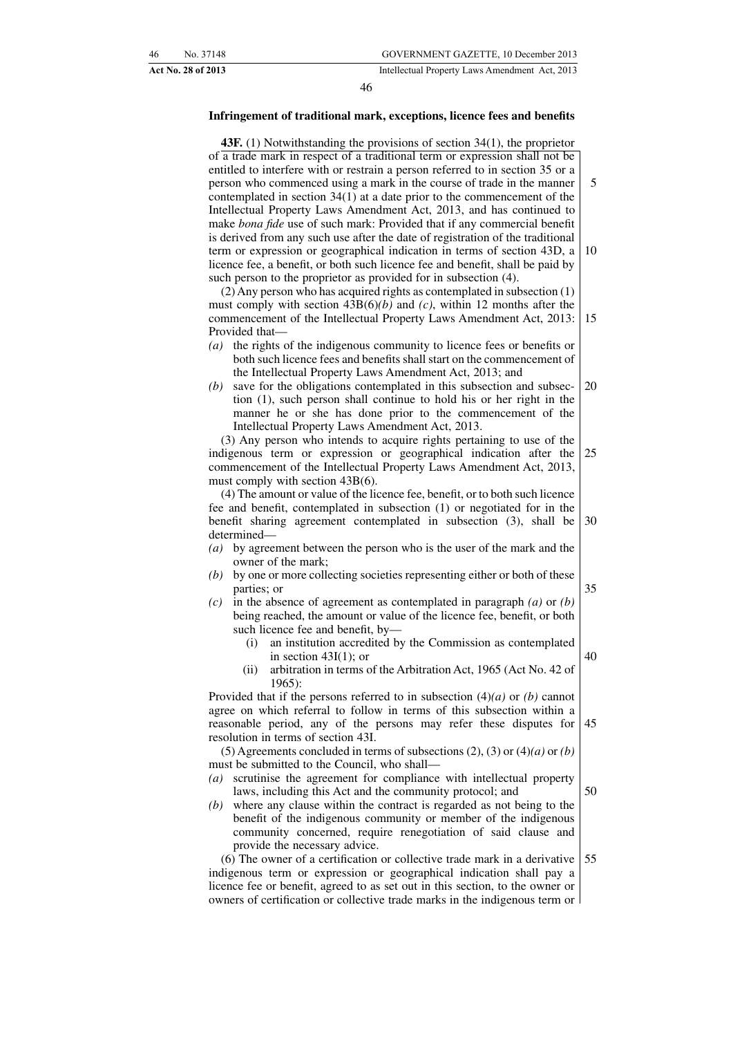### Infringement of traditional mark, exceptions, licence fees and benefits

**43F.** (1) Notwithstanding the provisions of section 34(1), the proprietor of a trade mark in respect of a traditional term or expression shall not be entitled to interfere with or restrain a person referred to in section 35 or a person who commenced using a mark in the course of trade in the manner contemplated in section 34(1) at a date prior to the commencement of the Intellectual Property Laws Amendment Act, 2013, and has continued to make *bona fide* use of such mark: Provided that if any commercial benefit is derived from any such use after the date of registration of the traditional term or expression or geographical indication in terms of section 43D, a licence fee, a benefit, or both such licence fee and benefit, shall be paid by such person to the proprietor as provided for in subsection (4).

(2) Any person who has acquired rights as contemplated in subsection (1) must comply with section 43B(6)*(b)* and *(c)*, within 12 months after the commencement of the Intellectual Property Laws Amendment Act, 2013: Provided that—

*(a)* the rights of the indigenous community to licence fees or benefits or both such licence fees and benefits shall start on the commencement of the Intellectual Property Laws Amendment Act, 2013; and

*(b)* save for the obligations contemplated in this subsection and subsection (1), such person shall continue to hold his or her right in the manner he or she has done prior to the commencement of the Intellectual Property Laws Amendment Act, 2013.

(3) Any person who intends to acquire rights pertaining to use of the indigenous term or expression or geographical indication after the commencement of the Intellectual Property Laws Amendment Act, 2013, must comply with section 43B(6).

(4) The amount or value of the licence fee, benefit, or to both such licence fee and benefit, contemplated in subsection (1) or negotiated for in the benefit sharing agreement contemplated in subsection (3), shall be determined—

*(a)* by agreement between the person who is the user of the mark and the owner of the mark;

*(b)* by one or more collecting societies representing either or both of these parties; or

*(c)* in the absence of agreement as contemplated in paragraph *(a)* or *(b)* being reached, the amount or value of the licence fee, benefit, or both such licence fee and benefit, by—

   (i) an institution accredited by the Commission as contemplated in section 43I(1); or

   (ii) arbitration in terms of the Arbitration Act, 1965 (Act No. 42 of 1965):

Provided that if the persons referred to in subsection (4)*(a)* or *(b)* cannot agree on which referral to follow in terms of this subsection within a reasonable period, any of the persons may refer these disputes for resolution in terms of section 43I.

(5) Agreements concluded in terms of subsections (2), (3) or (4)*(a)* or *(b)* must be submitted to the Council, who shall—

*(a)* scrutinise the agreement for compliance with intellectual property laws, including this Act and the community protocol; and

*(b)* where any clause within the contract is regarded as not being to the benefit of the indigenous community or member of the indigenous community concerned, require renegotiation of said clause and provide the necessary advice.

(6) The owner of a certification or collective trade mark in a derivative indigenous term or expression or geographical indication shall pay a licence fee or benefit, agreed to as set out in this section, to the owner or owners of certification or collective trade marks in the indigenous term or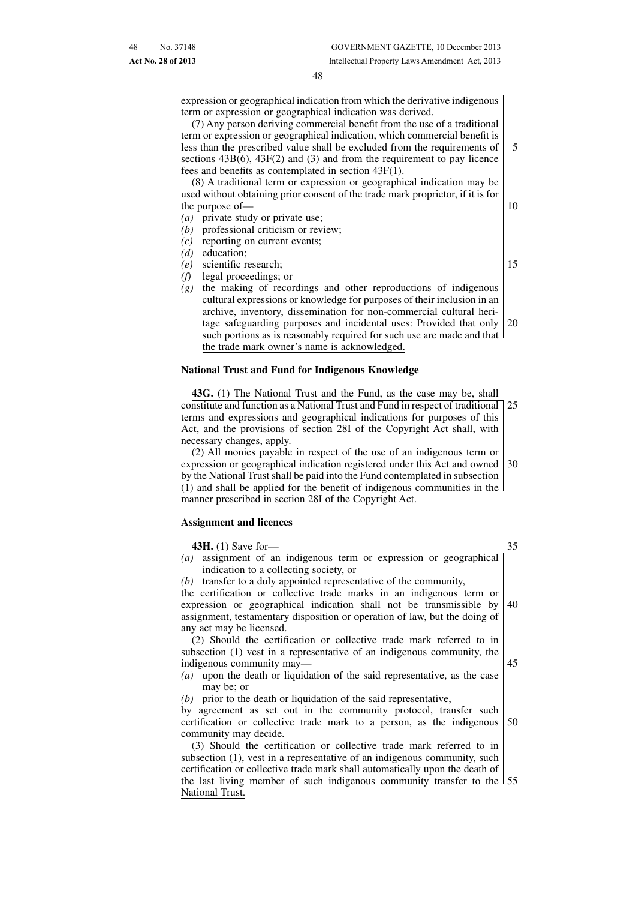expression or geographical indication from which the derivative indigenous term or expression or geographical indication was derived.

(7) Any person deriving commercial benefit from the use of a traditional term or expression or geographical indication, which commercial benefit is less than the prescribed value shall be excluded from the requirements of sections 43B(6), 43F(2) and (3) and from the requirement to pay licence fees and benefits as contemplated in section 43F(1).

(8) A traditional term or expression or geographical indication may be used without obtaining prior consent of the trade mark proprietor, if it is for the purpose of—

*(a)* private study or private use;
*(b)* professional criticism or review;
*(c)* reporting on current events;
*(d)* education;
*(e)* scientific research;
*(f)* legal proceedings; or
*(g)* the making of recordings and other reproductions of indigenous cultural expressions or knowledge for purposes of their inclusion in an archive, inventory, dissemination for non-commercial cultural heritage safeguarding purposes and incidental uses: Provided that only such portions as is reasonably required for such use are made and that the trade mark owner's name is acknowledged.

**National Trust and Fund for Indigenous Knowledge**

**43G.** (1) The National Trust and the Fund, as the case may be, shall constitute and function as a National Trust and Fund in respect of traditional terms and expressions and geographical indications for purposes of this Act, and the provisions of section 28I of the Copyright Act shall, with necessary changes, apply.

(2) All monies payable in respect of the use of an indigenous term or expression or geographical indication registered under this Act and owned by the National Trust shall be paid into the Fund contemplated in subsection (1) and shall be applied for the benefit of indigenous communities in the manner prescribed in section 28I of the Copyright Act.

**Assignment and licences**

**43H.** (1) Save for—

*(a)* assignment of an indigenous term or expression or geographical indication to a collecting society, or
*(b)* transfer to a duly appointed representative of the community,

the certification or collective trade marks in an indigenous term or expression or geographical indication shall not be transmissible by assignment, testamentary disposition or operation of law, but the doing of any act may be licensed.

(2) Should the certification or collective trade mark referred to in subsection (1) vest in a representative of an indigenous community, the indigenous community may—

*(a)* upon the death or liquidation of the said representative, as the case may be; or
*(b)* prior to the death or liquidation of the said representative,

by agreement as set out in the community protocol, transfer such certification or collective trade mark to a person, as the indigenous community may decide.

(3) Should the certification or collective trade mark referred to in subsection (1), vest in a representative of an indigenous community, such certification or collective trade mark shall automatically upon the death of the last living member of such indigenous community transfer to the National Trust.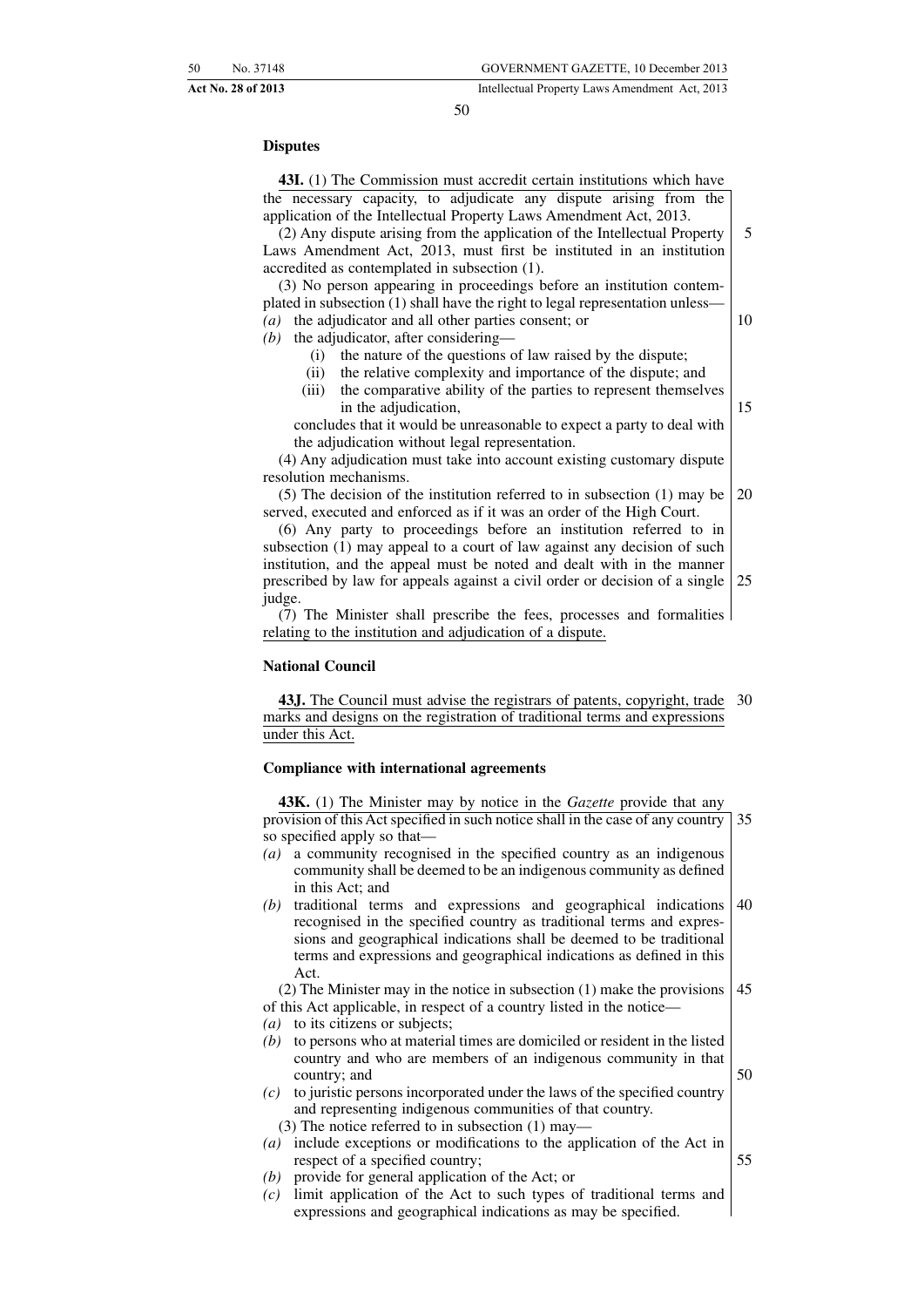**Disputes**

**43I.** (1) The Commission must accredit certain institutions which have the necessary capacity, to adjudicate any dispute arising from the application of the Intellectual Property Laws Amendment Act, 2013.

(2) Any dispute arising from the application of the Intellectual Property Laws Amendment Act, 2013, must first be instituted in an institution accredited as contemplated in subsection (1).

(3) No person appearing in proceedings before an institution contemplated in subsection (1) shall have the right to legal representation unless—

*(a)* the adjudicator and all other parties consent; or
*(b)* the adjudicator, after considering—
  (i) the nature of the questions of law raised by the dispute;
  (ii) the relative complexity and importance of the dispute; and
  (iii) the comparative ability of the parties to represent themselves in the adjudication,

concludes that it would be unreasonable to expect a party to deal with the adjudication without legal representation.

(4) Any adjudication must take into account existing customary dispute resolution mechanisms.

(5) The decision of the institution referred to in subsection (1) may be served, executed and enforced as if it was an order of the High Court.

(6) Any party to proceedings before an institution referred to in subsection (1) may appeal to a court of law against any decision of such institution, and the appeal must be noted and dealt with in the manner prescribed by law for appeals against a civil order or decision of a single judge.

(7) The Minister shall prescribe the fees, processes and formalities relating to the institution and adjudication of a dispute.

**National Council**

**43J.** The Council must advise the registrars of patents, copyright, trade marks and designs on the registration of traditional terms and expressions under this Act.

**Compliance with international agreements**

**43K.** (1) The Minister may by notice in the *Gazette* provide that any provision of this Act specified in such notice shall in the case of any country so specified apply so that—

*(a)* a community recognised in the specified country as an indigenous community shall be deemed to be an indigenous community as defined in this Act; and
*(b)* traditional terms and expressions and geographical indications recognised in the specified country as traditional terms and expressions and geographical indications shall be deemed to be traditional terms and expressions and geographical indications as defined in this Act.

(2) The Minister may in the notice in subsection (1) make the provisions of this Act applicable, in respect of a country listed in the notice—

*(a)* to its citizens or subjects;
*(b)* to persons who at material times are domiciled or resident in the listed country and who are members of an indigenous community in that country; and
*(c)* to juristic persons incorporated under the laws of the specified country and representing indigenous communities of that country.

(3) The notice referred to in subsection (1) may—

*(a)* include exceptions or modifications to the application of the Act in respect of a specified country;
*(b)* provide for general application of the Act; or
*(c)* limit application of the Act to such types of traditional terms and expressions and geographical indications as may be specified.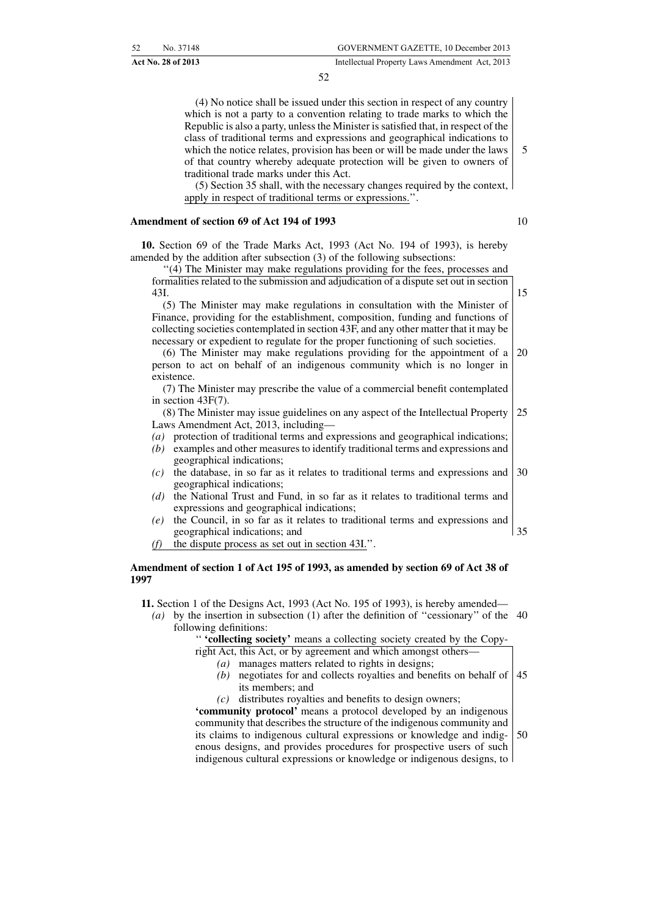(4) No notice shall be issued under this section in respect of any country which is not a party to a convention relating to trade marks to which the Republic is also a party, unless the Minister is satisfied that, in respect of the class of traditional terms and expressions and geographical indications to which the notice relates, provision has been or will be made under the laws of that country whereby adequate protection will be given to owners of traditional trade marks under this Act.

(5) Section 35 shall, with the necessary changes required by the context, apply in respect of traditional terms or expressions.''.

**Amendment of section 69 of Act 194 of 1993**

**10.** Section 69 of the Trade Marks Act, 1993 (Act No. 194 of 1993), is hereby amended by the addition after subsection (3) of the following subsections:

''(4) The Minister may make regulations providing for the fees, processes and formalities related to the submission and adjudication of a dispute set out in section 43I.

(5) The Minister may make regulations in consultation with the Minister of Finance, providing for the establishment, composition, funding and functions of collecting societies contemplated in section 43F, and any other matter that it may be necessary or expedient to regulate for the proper functioning of such societies.

(6) The Minister may make regulations providing for the appointment of a person to act on behalf of an indigenous community which is no longer in existence.

(7) The Minister may prescribe the value of a commercial benefit contemplated in section 43F(7).

(8) The Minister may issue guidelines on any aspect of the Intellectual Property Laws Amendment Act, 2013, including—

*(a)* protection of traditional terms and expressions and geographical indications;
*(b)* examples and other measures to identify traditional terms and expressions and geographical indications;
*(c)* the database, in so far as it relates to traditional terms and expressions and geographical indications;
*(d)* the National Trust and Fund, in so far as it relates to traditional terms and expressions and geographical indications;
*(e)* the Council, in so far as it relates to traditional terms and expressions and geographical indications; and
*(f)* the dispute process as set out in section 43I.''.

**Amendment of section 1 of Act 195 of 1993, as amended by section 69 of Act 38 of 1997**

**11.** Section 1 of the Designs Act, 1993 (Act No. 195 of 1993), is hereby amended—

*(a)* by the insertion in subsection (1) after the definition of ''cessionary'' of the following definitions:

'' **'collecting society'** means a collecting society created by the Copyright Act, this Act, or by agreement and which amongst others—

*(a)* manages matters related to rights in designs;
*(b)* negotiates for and collects royalties and benefits on behalf of its members; and
*(c)* distributes royalties and benefits to design owners;

**'community protocol'** means a protocol developed by an indigenous community that describes the structure of the indigenous community and its claims to indigenous cultural expressions or knowledge and indigenous designs, and provides procedures for prospective users of such indigenous cultural expressions or knowledge or indigenous designs, to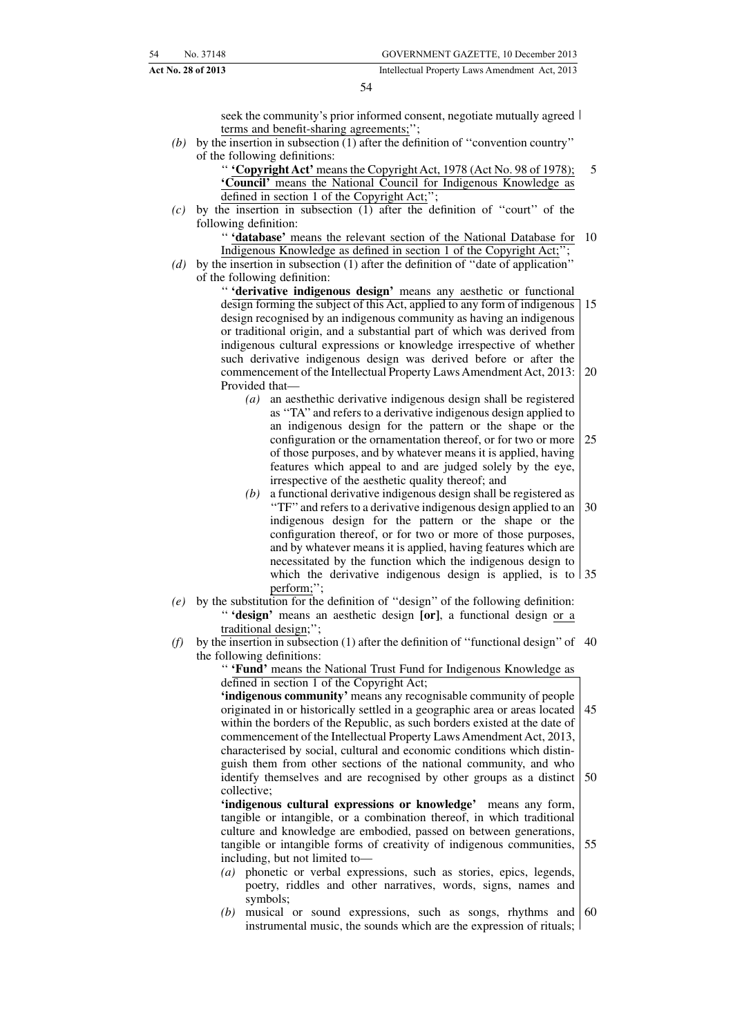seek the community's prior informed consent, negotiate mutually agreed terms and benefit-sharing agreements;'';

*(b)* by the insertion in subsection (1) after the definition of ''convention country'' of the following definitions:

'' **'Copyright Act'** means the Copyright Act, 1978 (Act No. 98 of 1978);
**'Council'** means the National Council for Indigenous Knowledge as defined in section 1 of the Copyright Act;'';

*(c)* by the insertion in subsection (1) after the definition of ''court'' of the following definition:

'' **'database'** means the relevant section of the National Database for Indigenous Knowledge as defined in section 1 of the Copyright Act;'';

*(d)* by the insertion in subsection (1) after the definition of ''date of application'' of the following definition:

'' **'derivative indigenous design'** means any aesthetic or functional design forming the subject of this Act, applied to any form of indigenous design recognised by an indigenous community as having an indigenous or traditional origin, and a substantial part of which was derived from indigenous cultural expressions or knowledge irrespective of whether such derivative indigenous design was derived before or after the commencement of the Intellectual Property Laws Amendment Act, 2013: Provided that—

*(a)* an aesthethic derivative indigenous design shall be registered as ''TA'' and refers to a derivative indigenous design applied to an indigenous design for the pattern or the shape or the configuration or the ornamentation thereof, or for two or more of those purposes, and by whatever means it is applied, having features which appeal to and are judged solely by the eye, irrespective of the aesthetic quality thereof; and

*(b)* a functional derivative indigenous design shall be registered as ''TF'' and refers to a derivative indigenous design applied to an indigenous design for the pattern or the shape or the configuration thereof, or for two or more of those purposes, and by whatever means it is applied, having features which are necessitated by the function which the indigenous design to which the derivative indigenous design is applied, is to perform;'';

*(e)* by the substitution for the definition of ''design'' of the following definition:

'' **'design'** means an aesthetic design **[or]**, a functional design or a traditional design;'';

*(f)* by the insertion in subsection (1) after the definition of ''functional design'' of the following definitions:

'' **'Fund'** means the National Trust Fund for Indigenous Knowledge as defined in section 1 of the Copyright Act;

**'indigenous community'** means any recognisable community of people originated in or historically settled in a geographic area or areas located within the borders of the Republic, as such borders existed at the date of commencement of the Intellectual Property Laws Amendment Act, 2013, characterised by social, cultural and economic conditions which distinguish them from other sections of the national community, and who identify themselves and are recognised by other groups as a distinct collective;

**'indigenous cultural expressions or knowledge'** means any form, tangible or intangible, or a combination thereof, in which traditional culture and knowledge are embodied, passed on between generations, tangible or intangible forms of creativity of indigenous communities, including, but not limited to—

*(a)* phonetic or verbal expressions, such as stories, epics, legends, poetry, riddles and other narratives, words, signs, names and symbols;

*(b)* musical or sound expressions, such as songs, rhythms and instrumental music, the sounds which are the expression of rituals;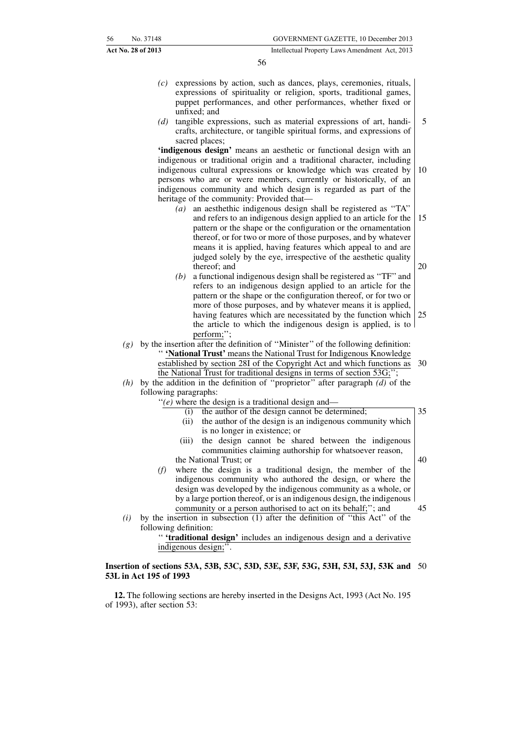*(c)* expressions by action, such as dances, plays, ceremonies, rituals, expressions of spirituality or religion, sports, traditional games, puppet performances, and other performances, whether fixed or unfixed; and

*(d)* tangible expressions, such as material expressions of art, handicrafts, architecture, or tangible spiritual forms, and expressions of sacred places;

**'indigenous design'** means an aesthetic or functional design with an indigenous or traditional origin and a traditional character, including indigenous cultural expressions or knowledge which was created by persons who are or were members, currently or historically, of an indigenous community and which design is regarded as part of the heritage of the community: Provided that—

*(a)* an aesthethic indigenous design shall be registered as ''TA'' and refers to an indigenous design applied to an article for the pattern or the shape or the configuration or the ornamentation thereof, or for two or more of those purposes, and by whatever means it is applied, having features which appeal to and are judged solely by the eye, irrespective of the aesthetic quality thereof; and

*(b)* a functional indigenous design shall be registered as ''TF'' and refers to an indigenous design applied to an article for the pattern or the shape or the configuration thereof, or for two or more of those purposes, and by whatever means it is applied, having features which are necessitated by the function which the article to which the indigenous design is applied, is to perform;'';

*(g)* by the insertion after the definition of ''Minister'' of the following definition:

'' **'National Trust'** means the National Trust for Indigenous Knowledge established by section 28I of the Copyright Act and which functions as the National Trust for traditional designs in terms of section 53G;'';

*(h)* by the addition in the definition of ''proprietor'' after paragraph *(d)* of the following paragraphs:

''*(e)* where the design is a traditional design and—

(i) the author of the design cannot be determined;

(ii) the author of the design is an indigenous community which is no longer in existence; or

(iii) the design cannot be shared between the indigenous communities claiming authorship for whatsoever reason,

the National Trust; or

*(f)* where the design is a traditional design, the member of the indigenous community who authored the design, or where the design was developed by the indigenous community as a whole, or by a large portion thereof, or is an indigenous design, the indigenous community or a person authorised to act on its behalf;''; and

*(i)* by the insertion in subsection (1) after the definition of ''this Act'' of the following definition:

'' **'traditional design'** includes an indigenous design and a derivative indigenous design;''.

**Insertion of sections 53A, 53B, 53C, 53D, 53E, 53F, 53G, 53H, 53I, 53J, 53K and 53L in Act 195 of 1993**

**12.** The following sections are hereby inserted in the Designs Act, 1993 (Act No. 195 of 1993), after section 53: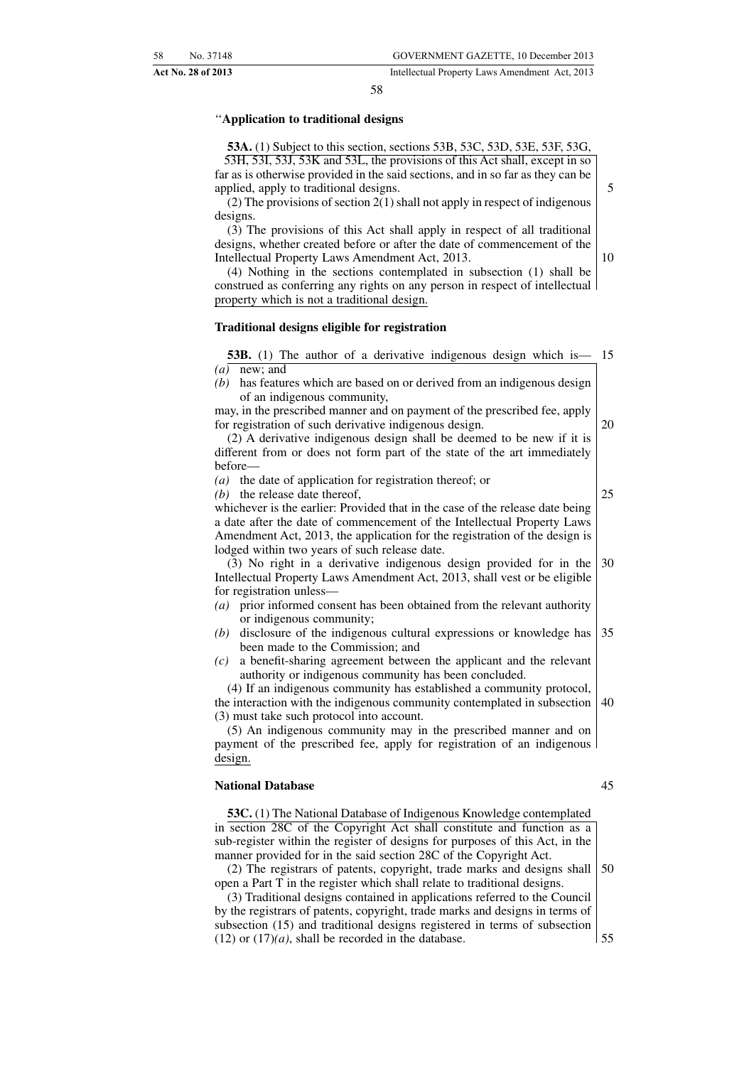“**Application to traditional designs**

**53A.** (1) Subject to this section, sections 53B, 53C, 53D, 53E, 53F, 53G, 53H, 53I, 53J, 53K and 53L, the provisions of this Act shall, except in so far as is otherwise provided in the said sections, and in so far as they can be applied, apply to traditional designs.

(2) The provisions of section 2(1) shall not apply in respect of indigenous designs.

(3) The provisions of this Act shall apply in respect of all traditional designs, whether created before or after the date of commencement of the Intellectual Property Laws Amendment Act, 2013.

(4) Nothing in the sections contemplated in subsection (1) shall be construed as conferring any rights on any person in respect of intellectual property which is not a traditional design.

**Traditional designs eligible for registration**

**53B.** (1) The author of a derivative indigenous design which is—

*(a)* new; and

*(b)* has features which are based on or derived from an indigenous design of an indigenous community,

may, in the prescribed manner and on payment of the prescribed fee, apply for registration of such derivative indigenous design.

(2) A derivative indigenous design shall be deemed to be new if it is different from or does not form part of the state of the art immediately before—

*(a)* the date of application for registration thereof; or

*(b)* the release date thereof,

whichever is the earlier: Provided that in the case of the release date being a date after the date of commencement of the Intellectual Property Laws Amendment Act, 2013, the application for the registration of the design is lodged within two years of such release date.

(3) No right in a derivative indigenous design provided for in the Intellectual Property Laws Amendment Act, 2013, shall vest or be eligible for registration unless—

*(a)* prior informed consent has been obtained from the relevant authority or indigenous community;

*(b)* disclosure of the indigenous cultural expressions or knowledge has been made to the Commission; and

*(c)* a benefit-sharing agreement between the applicant and the relevant authority or indigenous community has been concluded.

(4) If an indigenous community has established a community protocol, the interaction with the indigenous community contemplated in subsection (3) must take such protocol into account.

(5) An indigenous community may in the prescribed manner and on payment of the prescribed fee, apply for registration of an indigenous design.

**National Database**

**53C.** (1) The National Database of Indigenous Knowledge contemplated in section 28C of the Copyright Act shall constitute and function as a sub-register within the register of designs for purposes of this Act, in the manner provided for in the said section 28C of the Copyright Act.

(2) The registrars of patents, copyright, trade marks and designs shall open a Part T in the register which shall relate to traditional designs.

(3) Traditional designs contained in applications referred to the Council by the registrars of patents, copyright, trade marks and designs in terms of subsection (15) and traditional designs registered in terms of subsection (12) or (17)*(a)*, shall be recorded in the database.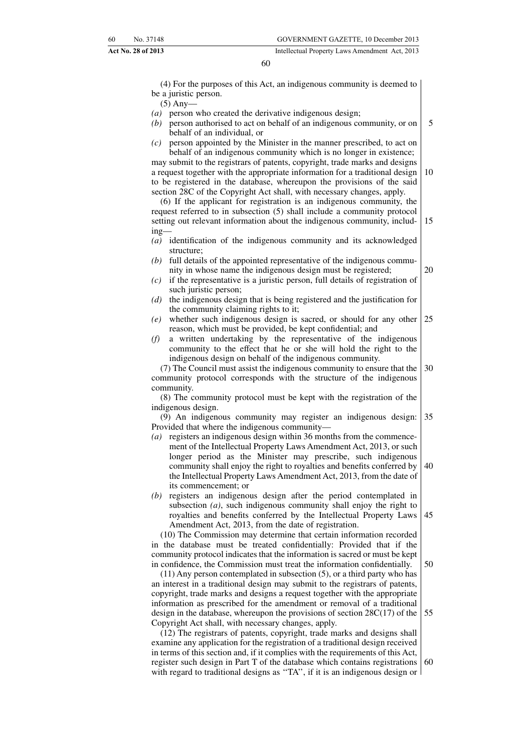(4) For the purposes of this Act, an indigenous community is deemed to be a juristic person.

(5) Any—

*(a)* person who created the derivative indigenous design;

*(b)* person authorised to act on behalf of an indigenous community, or on behalf of an individual, or

*(c)* person appointed by the Minister in the manner prescribed, to act on behalf of an indigenous community which is no longer in existence;

may submit to the registrars of patents, copyright, trade marks and designs a request together with the appropriate information for a traditional design to be registered in the database, whereupon the provisions of the said section 28C of the Copyright Act shall, with necessary changes, apply.

(6) If the applicant for registration is an indigenous community, the request referred to in subsection (5) shall include a community protocol setting out relevant information about the indigenous community, including—

*(a)* identification of the indigenous community and its acknowledged structure;

*(b)* full details of the appointed representative of the indigenous community in whose name the indigenous design must be registered;

*(c)* if the representative is a juristic person, full details of registration of such juristic person;

*(d)* the indigenous design that is being registered and the justification for the community claiming rights to it;

*(e)* whether such indigenous design is sacred, or should for any other reason, which must be provided, be kept confidential; and

*(f)* a written undertaking by the representative of the indigenous community to the effect that he or she will hold the right to the indigenous design on behalf of the indigenous community.

(7) The Council must assist the indigenous community to ensure that the community protocol corresponds with the structure of the indigenous community.

(8) The community protocol must be kept with the registration of the indigenous design.

(9) An indigenous community may register an indigenous design: Provided that where the indigenous community—

*(a)* registers an indigenous design within 36 months from the commencement of the Intellectual Property Laws Amendment Act, 2013, or such longer period as the Minister may prescribe, such indigenous community shall enjoy the right to royalties and benefits conferred by the Intellectual Property Laws Amendment Act, 2013, from the date of its commencement; or

*(b)* registers an indigenous design after the period contemplated in subsection *(a)*, such indigenous community shall enjoy the right to royalties and benefits conferred by the Intellectual Property Laws Amendment Act, 2013, from the date of registration.

(10) The Commission may determine that certain information recorded in the database must be treated confidentially: Provided that if the community protocol indicates that the information is sacred or must be kept in confidence, the Commission must treat the information confidentially.

(11) Any person contemplated in subsection (5), or a third party who has an interest in a traditional design may submit to the registrars of patents, copyright, trade marks and designs a request together with the appropriate information as prescribed for the amendment or removal of a traditional design in the database, whereupon the provisions of section 28C(17) of the Copyright Act shall, with necessary changes, apply.

(12) The registrars of patents, copyright, trade marks and designs shall examine any application for the registration of a traditional design received in terms of this section and, if it complies with the requirements of this Act, register such design in Part T of the database which contains registrations with regard to traditional designs as ''TA'', if it is an indigenous design or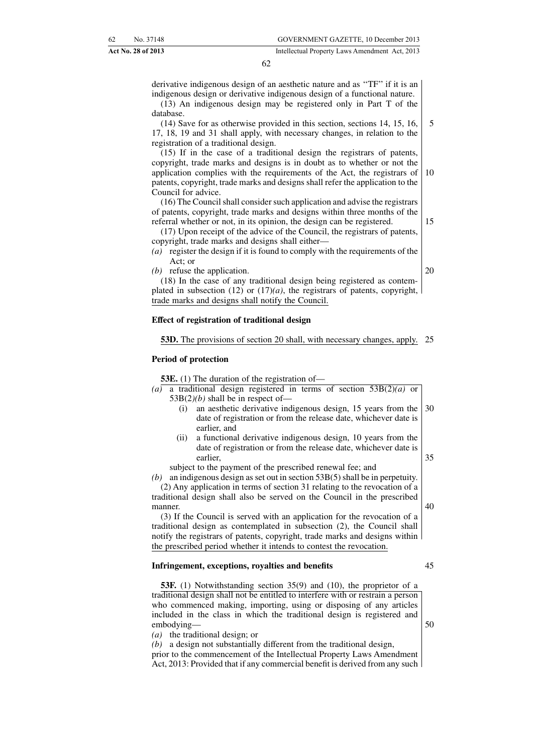derivative indigenous design of an aesthetic nature and as "TF" if it is an indigenous design or derivative indigenous design of a functional nature.

(13) An indigenous design may be registered only in Part T of the database.

(14) Save for as otherwise provided in this section, sections 14, 15, 16, 17, 18, 19 and 31 shall apply, with necessary changes, in relation to the registration of a traditional design.

(15) If in the case of a traditional design the registrars of patents, copyright, trade marks and designs is in doubt as to whether or not the application complies with the requirements of the Act, the registrars of patents, copyright, trade marks and designs shall refer the application to the Council for advice.

(16) The Council shall consider such application and advise the registrars of patents, copyright, trade marks and designs within three months of the referral whether or not, in its opinion, the design can be registered.

(17) Upon receipt of the advice of the Council, the registrars of patents, copyright, trade marks and designs shall either—

*(a)* register the design if it is found to comply with the requirements of the Act; or

*(b)* refuse the application.

(18) In the case of any traditional design being registered as contemplated in subsection (12) or (17)*(a)*, the registrars of patents, copyright, trade marks and designs shall notify the Council.

**Effect of registration of traditional design**

**53D.** The provisions of section 20 shall, with necessary changes, apply.

**Period of protection**

**53E.** (1) The duration of the registration of—

*(a)* a traditional design registered in terms of section 53B(2)*(a)* or 53B(2)*(b)* shall be in respect of—

(i) an aesthetic derivative indigenous design, 15 years from the date of registration or from the release date, whichever date is earlier, and

(ii) a functional derivative indigenous design, 10 years from the date of registration or from the release date, whichever date is earlier,

subject to the payment of the prescribed renewal fee; and

*(b)* an indigenous design as set out in section 53B(5) shall be in perpetuity.

(2) Any application in terms of section 31 relating to the revocation of a traditional design shall also be served on the Council in the prescribed manner.

(3) If the Council is served with an application for the revocation of a traditional design as contemplated in subsection (2), the Council shall notify the registrars of patents, copyright, trade marks and designs within the prescribed period whether it intends to contest the revocation.

**Infringement, exceptions, royalties and benefits**

**53F.** (1) Notwithstanding section 35(9) and (10), the proprietor of a traditional design shall not be entitled to interfere with or restrain a person who commenced making, importing, using or disposing of any articles included in the class in which the traditional design is registered and embodying—

*(a)* the traditional design; or

*(b)* a design not substantially different from the traditional design,

prior to the commencement of the Intellectual Property Laws Amendment Act, 2013: Provided that if any commercial benefit is derived from any such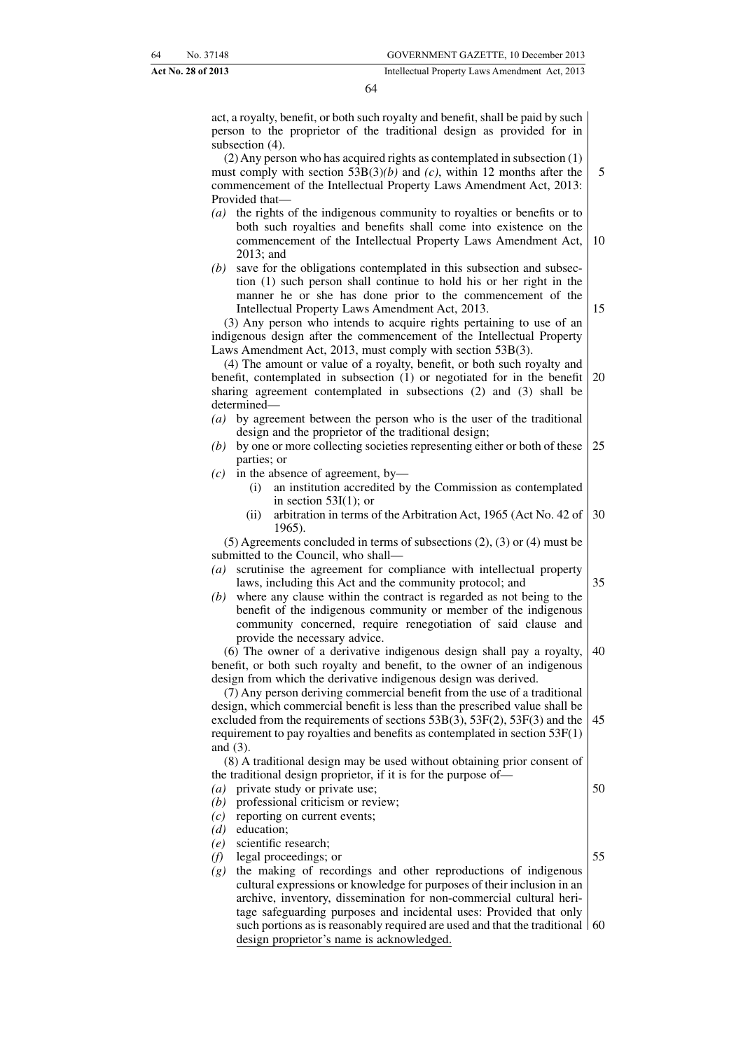act, a royalty, benefit, or both such royalty and benefit, shall be paid by such person to the proprietor of the traditional design as provided for in subsection (4).

(2) Any person who has acquired rights as contemplated in subsection (1) must comply with section 53B(3)*(b)* and *(c)*, within 12 months after the commencement of the Intellectual Property Laws Amendment Act, 2013: Provided that—

*(a)* the rights of the indigenous community to royalties or benefits or to both such royalties and benefits shall come into existence on the commencement of the Intellectual Property Laws Amendment Act, 2013; and
*(b)* save for the obligations contemplated in this subsection and subsection (1) such person shall continue to hold his or her right in the manner he or she has done prior to the commencement of the Intellectual Property Laws Amendment Act, 2013.

(3) Any person who intends to acquire rights pertaining to use of an indigenous design after the commencement of the Intellectual Property Laws Amendment Act, 2013, must comply with section 53B(3).

(4) The amount or value of a royalty, benefit, or both such royalty and benefit, contemplated in subsection (1) or negotiated for in the benefit sharing agreement contemplated in subsections (2) and (3) shall be determined—

*(a)* by agreement between the person who is the user of the traditional design and the proprietor of the traditional design;
*(b)* by one or more collecting societies representing either or both of these parties; or
*(c)* in the absence of agreement, by—
   (i) an institution accredited by the Commission as contemplated in section 53I(1); or
   (ii) arbitration in terms of the Arbitration Act, 1965 (Act No. 42 of 1965).

(5) Agreements concluded in terms of subsections (2), (3) or (4) must be submitted to the Council, who shall—

*(a)* scrutinise the agreement for compliance with intellectual property laws, including this Act and the community protocol; and
*(b)* where any clause within the contract is regarded as not being to the benefit of the indigenous community or member of the indigenous community concerned, require renegotiation of said clause and provide the necessary advice.

(6) The owner of a derivative indigenous design shall pay a royalty, benefit, or both such royalty and benefit, to the owner of an indigenous design from which the derivative indigenous design was derived.

(7) Any person deriving commercial benefit from the use of a traditional design, which commercial benefit is less than the prescribed value shall be excluded from the requirements of sections 53B(3), 53F(2), 53F(3) and the requirement to pay royalties and benefits as contemplated in section 53F(1) and (3).

(8) A traditional design may be used without obtaining prior consent of the traditional design proprietor, if it is for the purpose of—

*(a)* private study or private use;
*(b)* professional criticism or review;
*(c)* reporting on current events;
*(d)* education;
*(e)* scientific research;
*(f)* legal proceedings; or
*(g)* the making of recordings and other reproductions of indigenous cultural expressions or knowledge for purposes of their inclusion in an archive, inventory, dissemination for non-commercial cultural heritage safeguarding purposes and incidental uses: Provided that only such portions as is reasonably required are used and that the traditional design proprietor's name is acknowledged.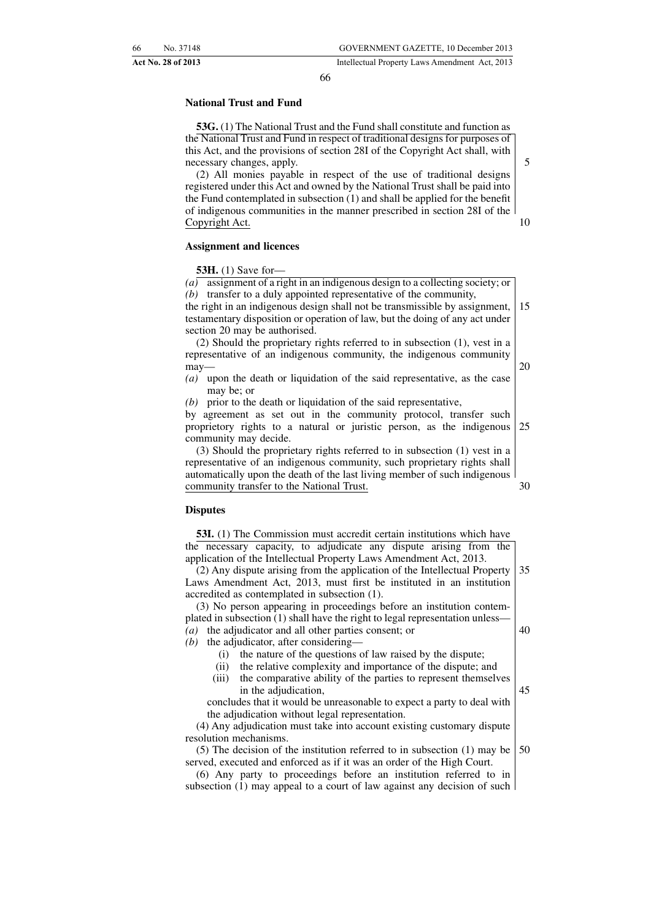**National Trust and Fund**

**53G.** (1) The National Trust and the Fund shall constitute and function as the National Trust and Fund in respect of traditional designs for purposes of this Act, and the provisions of section 28I of the Copyright Act shall, with necessary changes, apply.

(2) All monies payable in respect of the use of traditional designs registered under this Act and owned by the National Trust shall be paid into the Fund contemplated in subsection (1) and shall be applied for the benefit of indigenous communities in the manner prescribed in section 28I of the Copyright Act.

**Assignment and licences**

**53H.** (1) Save for—

*(a)* assignment of a right in an indigenous design to a collecting society; or

*(b)* transfer to a duly appointed representative of the community,

the right in an indigenous design shall not be transmissible by assignment, testamentary disposition or operation of law, but the doing of any act under section 20 may be authorised.

(2) Should the proprietary rights referred to in subsection (1), vest in a representative of an indigenous community, the indigenous community may—

*(a)* upon the death or liquidation of the said representative, as the case may be; or

*(b)* prior to the death or liquidation of the said representative,

by agreement as set out in the community protocol, transfer such proprietory rights to a natural or juristic person, as the indigenous community may decide.

(3) Should the proprietary rights referred to in subsection (1) vest in a representative of an indigenous community, such proprietary rights shall automatically upon the death of the last living member of such indigenous community transfer to the National Trust.

**Disputes**

**53I.** (1) The Commission must accredit certain institutions which have the necessary capacity, to adjudicate any dispute arising from the application of the Intellectual Property Laws Amendment Act, 2013.

(2) Any dispute arising from the application of the Intellectual Property Laws Amendment Act, 2013, must first be instituted in an institution accredited as contemplated in subsection (1).

(3) No person appearing in proceedings before an institution contemplated in subsection (1) shall have the right to legal representation unless—

*(a)* the adjudicator and all other parties consent; or

*(b)* the adjudicator, after considering—

(i) the nature of the questions of law raised by the dispute;

(ii) the relative complexity and importance of the dispute; and

(iii) the comparative ability of the parties to represent themselves in the adjudication,

concludes that it would be unreasonable to expect a party to deal with the adjudication without legal representation.

(4) Any adjudication must take into account existing customary dispute resolution mechanisms.

(5) The decision of the institution referred to in subsection (1) may be served, executed and enforced as if it was an order of the High Court.

(6) Any party to proceedings before an institution referred to in subsection (1) may appeal to a court of law against any decision of such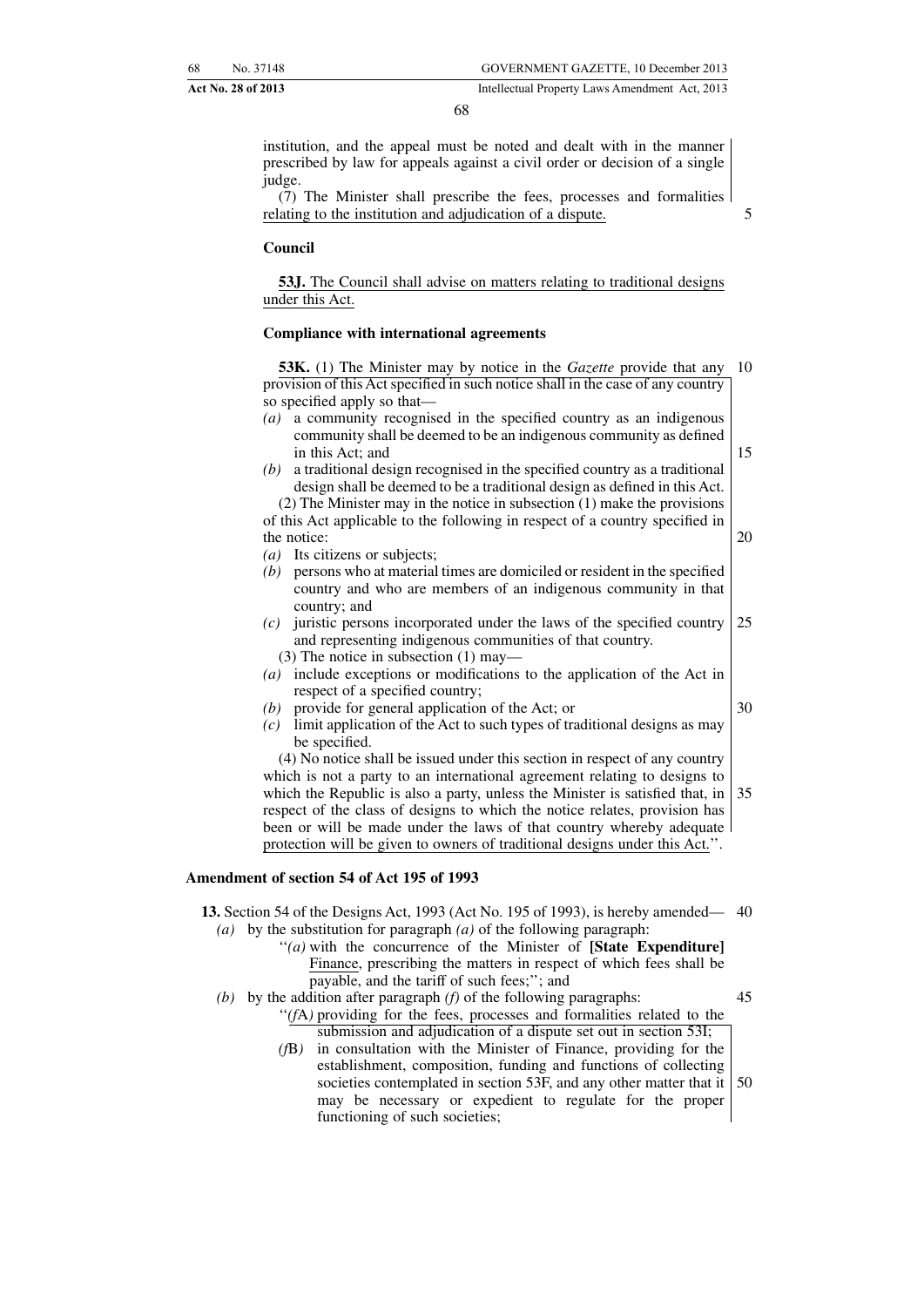institution, and the appeal must be noted and dealt with in the manner prescribed by law for appeals against a civil order or decision of a single judge.

(7) The Minister shall prescribe the fees, processes and formalities relating to the institution and adjudication of a dispute.

**Council**

**53J.** The Council shall advise on matters relating to traditional designs under this Act.

**Compliance with international agreements**

**53K.** (1) The Minister may by notice in the *Gazette* provide that any provision of this Act specified in such notice shall in the case of any country so specified apply so that—

*(a)* a community recognised in the specified country as an indigenous community shall be deemed to be an indigenous community as defined in this Act; and

*(b)* a traditional design recognised in the specified country as a traditional design shall be deemed to be a traditional design as defined in this Act.

(2) The Minister may in the notice in subsection (1) make the provisions of this Act applicable to the following in respect of a country specified in the notice:

*(a)* Its citizens or subjects;

*(b)* persons who at material times are domiciled or resident in the specified country and who are members of an indigenous community in that country; and

*(c)* juristic persons incorporated under the laws of the specified country and representing indigenous communities of that country.

(3) The notice in subsection (1) may—

*(a)* include exceptions or modifications to the application of the Act in respect of a specified country;

*(b)* provide for general application of the Act; or

*(c)* limit application of the Act to such types of traditional designs as may be specified.

(4) No notice shall be issued under this section in respect of any country which is not a party to an international agreement relating to designs to which the Republic is also a party, unless the Minister is satisfied that, in respect of the class of designs to which the notice relates, provision has been or will be made under the laws of that country whereby adequate protection will be given to owners of traditional designs under this Act.''.

**Amendment of section 54 of Act 195 of 1993**

**13.** Section 54 of the Designs Act, 1993 (Act No. 195 of 1993), is hereby amended—

*(a)* by the substitution for paragraph *(a)* of the following paragraph:

''*(a)* with the concurrence of the Minister of **[State Expenditure]** Finance, prescribing the matters in respect of which fees shall be payable, and the tariff of such fees;''; and

*(b)* by the addition after paragraph *(f)* of the following paragraphs:

''*(f*A*)* providing for the fees, processes and formalities related to the submission and adjudication of a dispute set out in section 53I;

*(f*B*)* in consultation with the Minister of Finance, providing for the establishment, composition, funding and functions of collecting societies contemplated in section 53F, and any other matter that it may be necessary or expedient to regulate for the proper functioning of such societies;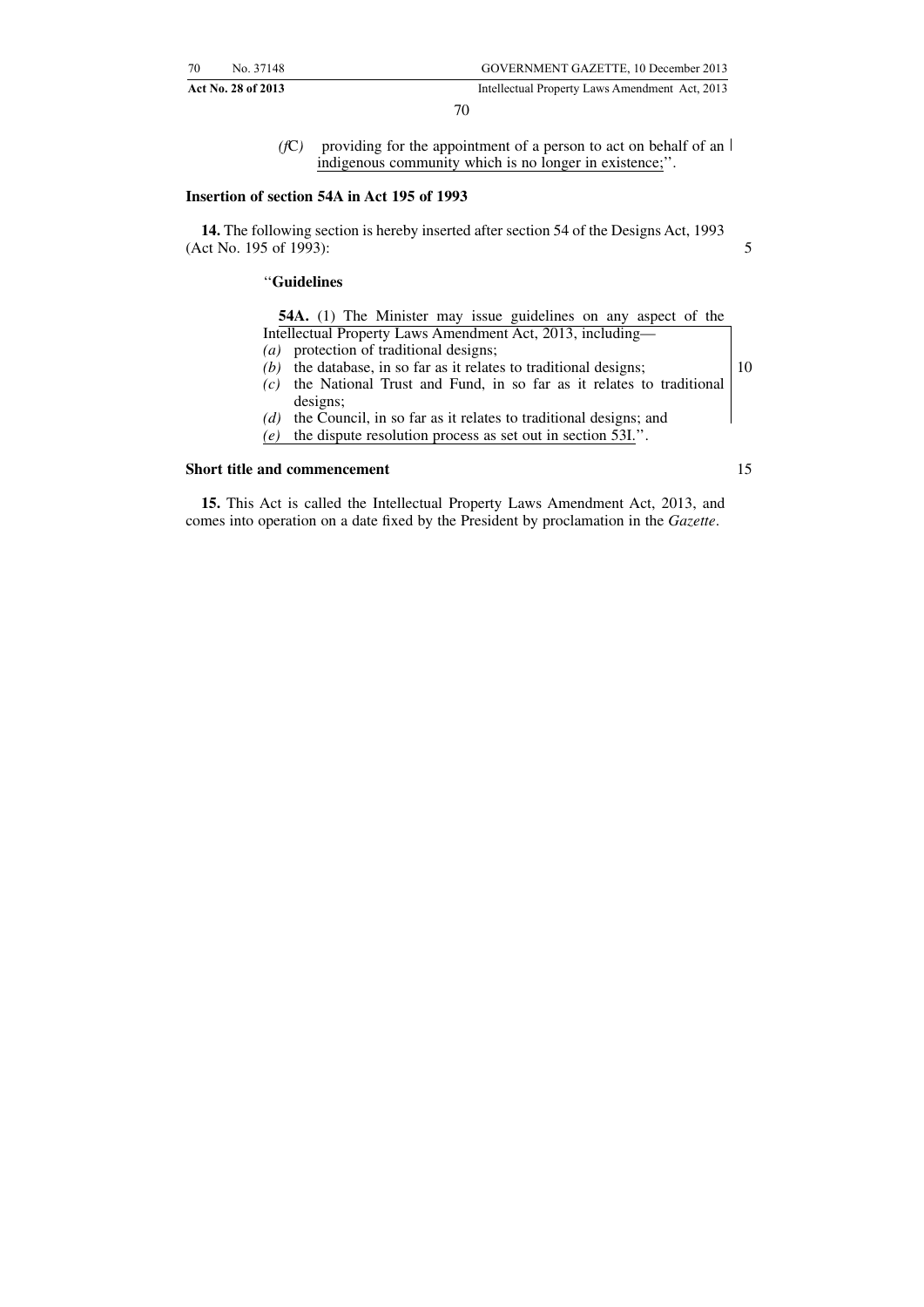*(f*C*)* providing for the appointment of a person to act on behalf of an indigenous community which is no longer in existence;''.

**Insertion of section 54A in Act 195 of 1993**

**14.** The following section is hereby inserted after section 54 of the Designs Act, 1993 (Act No. 195 of 1993):

''**Guidelines**

**54A.** (1) The Minister may issue guidelines on any aspect of the Intellectual Property Laws Amendment Act, 2013, including—

*(a)* protection of traditional designs;

*(b)* the database, in so far as it relates to traditional designs;

*(c)* the National Trust and Fund, in so far as it relates to traditional designs;

*(d)* the Council, in so far as it relates to traditional designs; and

*(e)* the dispute resolution process as set out in section 53I.''.

**Short title and commencement**

**15.** This Act is called the Intellectual Property Laws Amendment Act, 2013, and comes into operation on a date fixed by the President by proclamation in the *Gazette*.